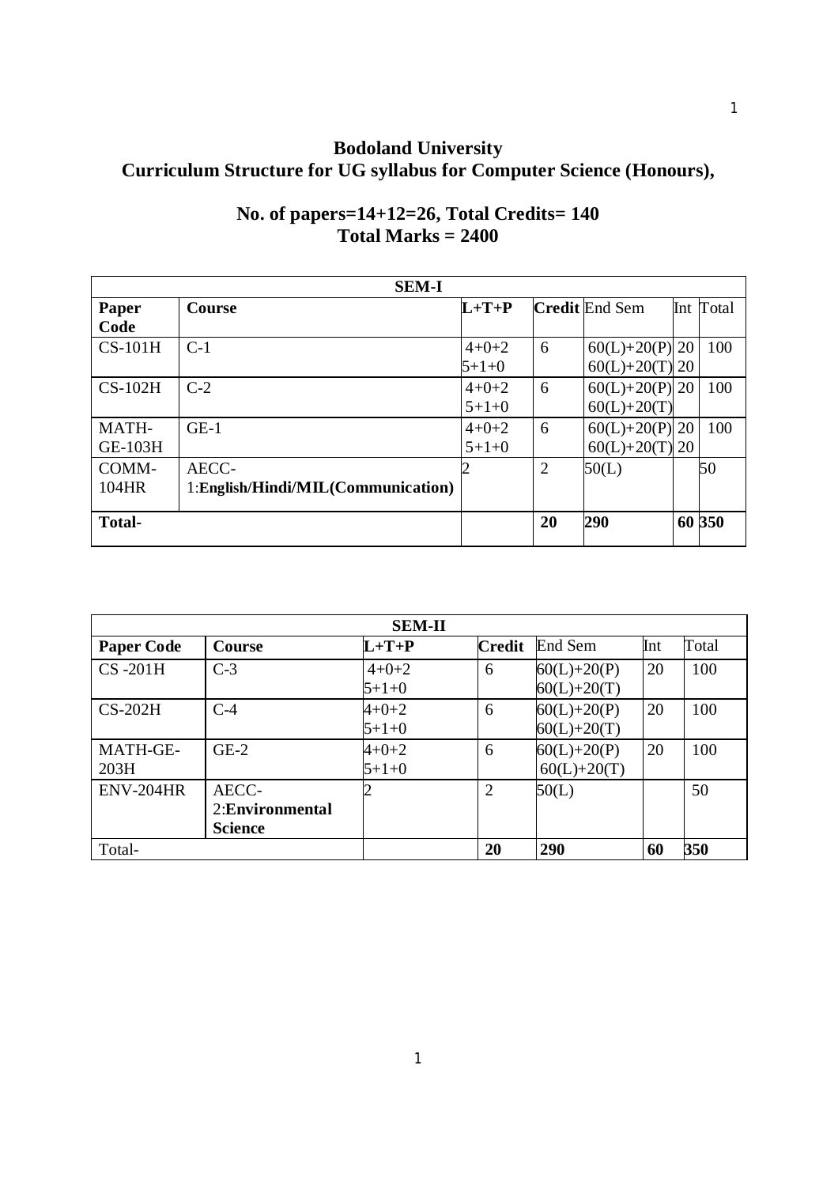# Bodoland University
## Curriculum Structure for UG syllabus for Computer Science (Honours),

### No. of papers=14+12=26, Total Credits= 140
### Total Marks = 2400

| SEM-I | | | | | | |
|---|---|---|---|---|---|---|
| **Paper Code** | **Course** | **L+T+P** | **Credit** | End Sem | Int | Total |
| CS-101H | C-1 | 4+0+2<br>5+1+0 | 6 | 60(L)+20(P)<br>60(L)+20(T) | 20<br>20 | 100 |
| CS-102H | C-2 | 4+0+2<br>5+1+0 | 6 | 60(L)+20(P)<br>60(L)+20(T) | 20 | 100 |
| MATH-GE-103H | GE-1 | 4+0+2<br>5+1+0 | 6 | 60(L)+20(P)<br>60(L)+20(T) | 20<br>20 | 100 |
| COMM-104HR | AECC-1:**English/Hindi/MIL(Communication)** | 2 | 2 | 50(L) | | 50 |
| **Total-** | | | **20** | **290** | **60** | **350** |

| SEM-II | | | | | | |
|---|---|---|---|---|---|---|
| **Paper Code** | **Course** | **L+T+P** | **Credit** | End Sem | Int | Total |
| CS -201H | C-3 | 4+0+2<br>5+1+0 | 6 | 60(L)+20(P)<br>60(L)+20(T) | 20 | 100 |
| CS-202H | C-4 | 4+0+2<br>5+1+0 | 6 | 60(L)+20(P)<br>60(L)+20(T) | 20 | 100 |
| MATH-GE-203H | GE-2 | 4+0+2<br>5+1+0 | 6 | 60(L)+20(P)<br>60(L)+20(T) | 20 | 100 |
| ENV-204HR | AECC-2:**Environmental Science** | 2 | 2 | 50(L) | | 50 |
| Total- | | | **20** | **290** | **60** | **350** |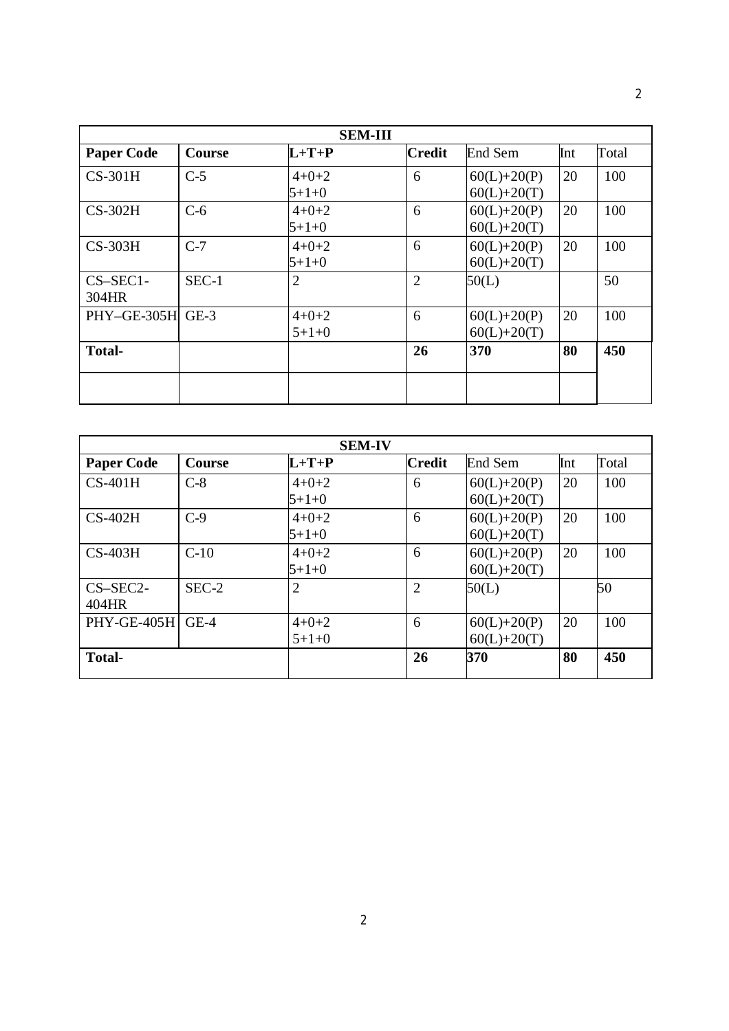| SEM-III | | | | | | |
|---|---|---|---|---|---|---|
| **Paper Code** | **Course** | **L+T+P** | **Credit** | End Sem | Int | Total |
| CS-301H | C-5 | 4+0+2<br>5+1+0 | 6 | 60(L)+20(P)<br>60(L)+20(T) | 20 | 100 |
| CS-302H | C-6 | 4+0+2<br>5+1+0 | 6 | 60(L)+20(P)<br>60(L)+20(T) | 20 | 100 |
| CS-303H | C-7 | 4+0+2<br>5+1+0 | 6 | 60(L)+20(P)<br>60(L)+20(T) | 20 | 100 |
| CS–SEC1-304HR | SEC-1 | 2 | 2 | 50(L) | | 50 |
| PHY–GE-305H | GE-3 | 4+0+2<br>5+1+0 | 6 | 60(L)+20(P)<br>60(L)+20(T) | 20 | 100 |
| **Total-** | | | **26** | **370** | **80** | **450** |
| | | | | | | |

| SEM-IV | | | | | | |
|---|---|---|---|---|---|---|
| **Paper Code** | **Course** | **L+T+P** | **Credit** | End Sem | Int | Total |
| CS-401H | C-8 | 4+0+2<br>5+1+0 | 6 | 60(L)+20(P)<br>60(L)+20(T) | 20 | 100 |
| CS-402H | C-9 | 4+0+2<br>5+1+0 | 6 | 60(L)+20(P)<br>60(L)+20(T) | 20 | 100 |
| CS-403H | C-10 | 4+0+2<br>5+1+0 | 6 | 60(L)+20(P)<br>60(L)+20(T) | 20 | 100 |
| CS–SEC2-404HR | SEC-2 | 2 | 2 | 50(L) | | 50 |
| PHY-GE-405H | GE-4 | 4+0+2<br>5+1+0 | 6 | 60(L)+20(P)<br>60(L)+20(T) | 20 | 100 |
| **Total-** | | | **26** | **370** | **80** | **450** |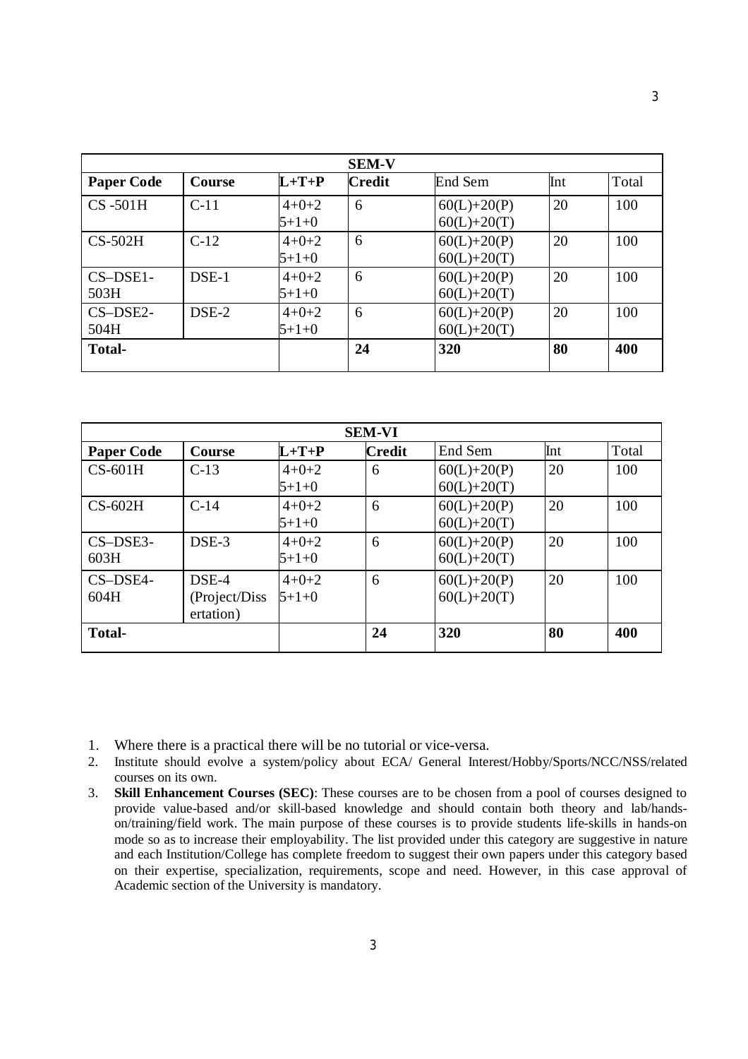| SEM-V | | | | | | |
|---|---|---|---|---|---|---|
| **Paper Code** | **Course** | **L+T+P** | **Credit** | End Sem | Int | Total |
| CS -501H | C-11 | 4+0+2<br>5+1+0 | 6 | 60(L)+20(P)<br>60(L)+20(T) | 20 | 100 |
| CS-502H | C-12 | 4+0+2<br>5+1+0 | 6 | 60(L)+20(P)<br>60(L)+20(T) | 20 | 100 |
| CS–DSE1-503H | DSE-1 | 4+0+2<br>5+1+0 | 6 | 60(L)+20(P)<br>60(L)+20(T) | 20 | 100 |
| CS–DSE2-504H | DSE-2 | 4+0+2<br>5+1+0 | 6 | 60(L)+20(P)<br>60(L)+20(T) | 20 | 100 |
| **Total-** | | | **24** | **320** | **80** | **400** |

| SEM-VI | | | | | | |
|---|---|---|---|---|---|---|
| **Paper Code** | **Course** | **L+T+P** | **Credit** | End Sem | Int | Total |
| CS-601H | C-13 | 4+0+2<br>5+1+0 | 6 | 60(L)+20(P)<br>60(L)+20(T) | 20 | 100 |
| CS-602H | C-14 | 4+0+2<br>5+1+0 | 6 | 60(L)+20(P)<br>60(L)+20(T) | 20 | 100 |
| CS–DSE3-603H | DSE-3 | 4+0+2<br>5+1+0 | 6 | 60(L)+20(P)<br>60(L)+20(T) | 20 | 100 |
| CS–DSE4-604H | DSE-4 (Project/Dissertation) | 4+0+2<br>5+1+0 | 6 | 60(L)+20(P)<br>60(L)+20(T) | 20 | 100 |
| **Total-** | | | **24** | **320** | **80** | **400** |

1. Where there is a practical there will be no tutorial or vice-versa.
2. Institute should evolve a system/policy about ECA/ General Interest/Hobby/Sports/NCC/NSS/related courses on its own.
3. **Skill Enhancement Courses (SEC)**: These courses are to be chosen from a pool of courses designed to provide value-based and/or skill-based knowledge and should contain both theory and lab/hands-on/training/field work. The main purpose of these courses is to provide students life-skills in hands-on mode so as to increase their employability. The list provided under this category are suggestive in nature and each Institution/College has complete freedom to suggest their own papers under this category based on their expertise, specialization, requirements, scope and need. However, in this case approval of Academic section of the University is mandatory.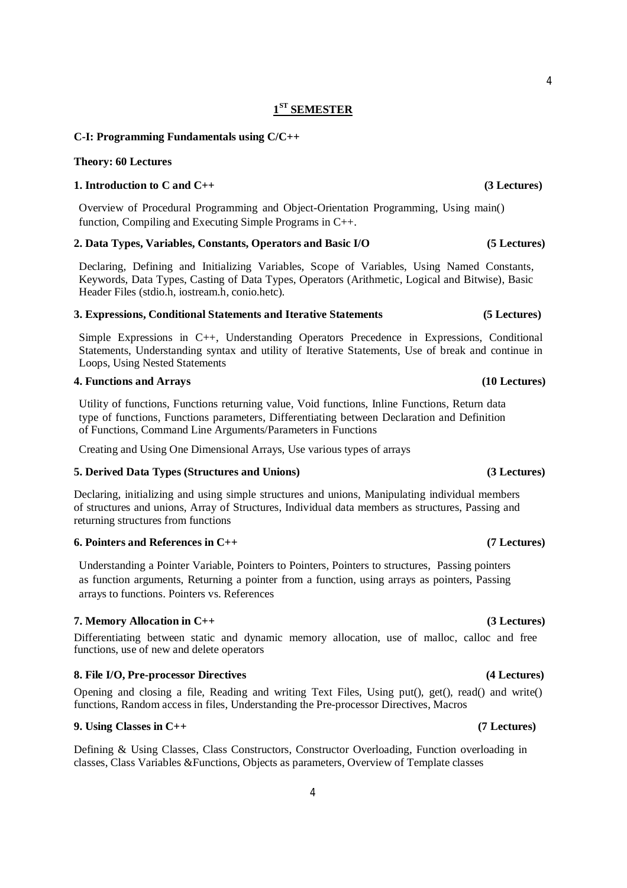# 1[ST] SEMESTER

**C-I: Programming Fundamentals using C/C++**

**Theory: 60 Lectures**

### 1. Introduction to C and C++ (3 Lectures)

Overview of Procedural Programming and Object-Orientation Programming, Using main() function, Compiling and Executing Simple Programs in C++.

### 2. Data Types, Variables, Constants, Operators and Basic I/O (5 Lectures)

Declaring, Defining and Initializing Variables, Scope of Variables, Using Named Constants, Keywords, Data Types, Casting of Data Types, Operators (Arithmetic, Logical and Bitwise), Basic Header Files (stdio.h, iostream.h, conio.hetc).

### 3. Expressions, Conditional Statements and Iterative Statements (5 Lectures)

Simple Expressions in C++, Understanding Operators Precedence in Expressions, Conditional Statements, Understanding syntax and utility of Iterative Statements, Use of break and continue in Loops, Using Nested Statements

### 4. Functions and Arrays (10 Lectures)

Utility of functions, Functions returning value, Void functions, Inline Functions, Return data type of functions, Functions parameters, Differentiating between Declaration and Definition of Functions, Command Line Arguments/Parameters in Functions

Creating and Using One Dimensional Arrays, Use various types of arrays

### 5. Derived Data Types (Structures and Unions) (3 Lectures)

Declaring, initializing and using simple structures and unions, Manipulating individual members of structures and unions, Array of Structures, Individual data members as structures, Passing and returning structures from functions

### 6. Pointers and References in C++ (7 Lectures)

Understanding a Pointer Variable, Pointers to Pointers, Pointers to structures, Passing pointers as function arguments, Returning a pointer from a function, using arrays as pointers, Passing arrays to functions. Pointers vs. References

### 7. Memory Allocation in C++ (3 Lectures)

Differentiating between static and dynamic memory allocation, use of malloc, calloc and free functions, use of new and delete operators

### 8. File I/O, Pre-processor Directives (4 Lectures)

Opening and closing a file, Reading and writing Text Files, Using put(), get(), read() and write() functions, Random access in files, Understanding the Pre-processor Directives, Macros

### 9. Using Classes in C++ (7 Lectures)

Defining & Using Classes, Class Constructors, Constructor Overloading, Function overloading in classes, Class Variables &Functions, Objects as parameters, Overview of Template classes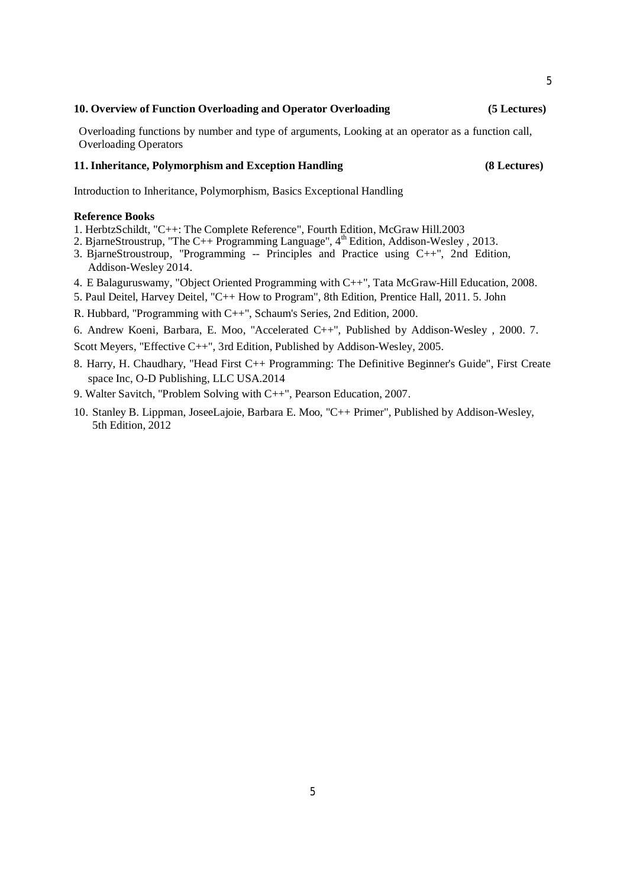### 10. Overview of Function Overloading and Operator Overloading (5 Lectures)

Overloading functions by number and type of arguments, Looking at an operator as a function call, Overloading Operators

### 11. Inheritance, Polymorphism and Exception Handling (8 Lectures)

Introduction to Inheritance, Polymorphism, Basics Exceptional Handling

**Reference Books**

1. HerbtzSchildt, "C++: The Complete Reference", Fourth Edition, McGraw Hill.2003
2. BjarneStroustrup, "The C++ Programming Language", 4th Edition, Addison-Wesley , 2013.
3. BjarneStroustroup, "Programming -- Principles and Practice using C++", 2nd Edition, Addison-Wesley 2014.
4. E Balaguruswamy, "Object Oriented Programming with C++", Tata McGraw-Hill Education, 2008.
5. Paul Deitel, Harvey Deitel, "C++ How to Program", 8th Edition, Prentice Hall, 2011. 5. John R. Hubbard, "Programming with C++", Schaum's Series, 2nd Edition, 2000.
6. Andrew Koeni, Barbara, E. Moo, "Accelerated C++", Published by Addison-Wesley , 2000. 7. Scott Meyers, "Effective C++", 3rd Edition, Published by Addison-Wesley, 2005.
8. Harry, H. Chaudhary, "Head First C++ Programming: The Definitive Beginner's Guide", First Create space Inc, O-D Publishing, LLC USA.2014
9. Walter Savitch, "Problem Solving with C++", Pearson Education, 2007.
10. Stanley B. Lippman, JoseeLajoie, Barbara E. Moo, "C++ Primer", Published by Addison-Wesley, 5th Edition, 2012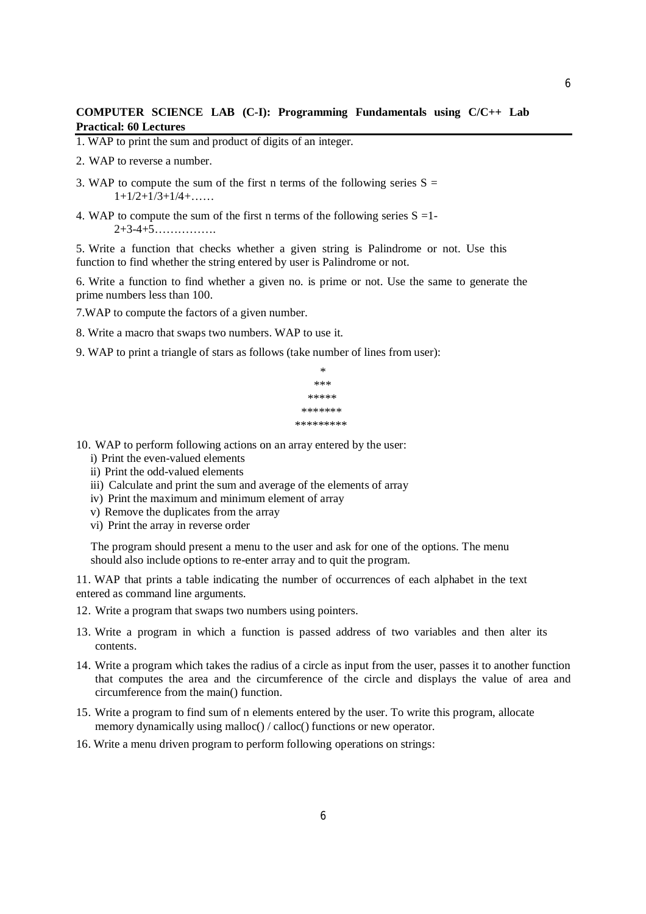**COMPUTER SCIENCE LAB (C-I): Programming Fundamentals using C/C++ Lab**
**Practical: 60 Lectures**

1. WAP to print the sum and product of digits of an integer.

2. WAP to reverse a number.

3. WAP to compute the sum of the first n terms of the following series S = 1+1/2+1/3+1/4+……

4. WAP to compute the sum of the first n terms of the following series S =1-2+3-4+5…………….

5. Write a function that checks whether a given string is Palindrome or not. Use this function to find whether the string entered by user is Palindrome or not.

6. Write a function to find whether a given no. is prime or not. Use the same to generate the prime numbers less than 100.

7. WAP to compute the factors of a given number.

8. Write a macro that swaps two numbers. WAP to use it.

9. WAP to print a triangle of stars as follows (take number of lines from user):

```
    *
   ***
  *****
 *******
*********
```

10. WAP to perform following actions on an array entered by the user:
    i) Print the even-valued elements
    ii) Print the odd-valued elements
    iii) Calculate and print the sum and average of the elements of array
    iv) Print the maximum and minimum element of array
    v) Remove the duplicates from the array
    vi) Print the array in reverse order

    The program should present a menu to the user and ask for one of the options. The menu should also include options to re-enter array and to quit the program.

11. WAP that prints a table indicating the number of occurrences of each alphabet in the text entered as command line arguments.

12. Write a program that swaps two numbers using pointers.

13. Write a program in which a function is passed address of two variables and then alter its contents.

14. Write a program which takes the radius of a circle as input from the user, passes it to another function that computes the area and the circumference of the circle and displays the value of area and circumference from the main() function.

15. Write a program to find sum of n elements entered by the user. To write this program, allocate memory dynamically using malloc() / calloc() functions or new operator.

16. Write a menu driven program to perform following operations on strings: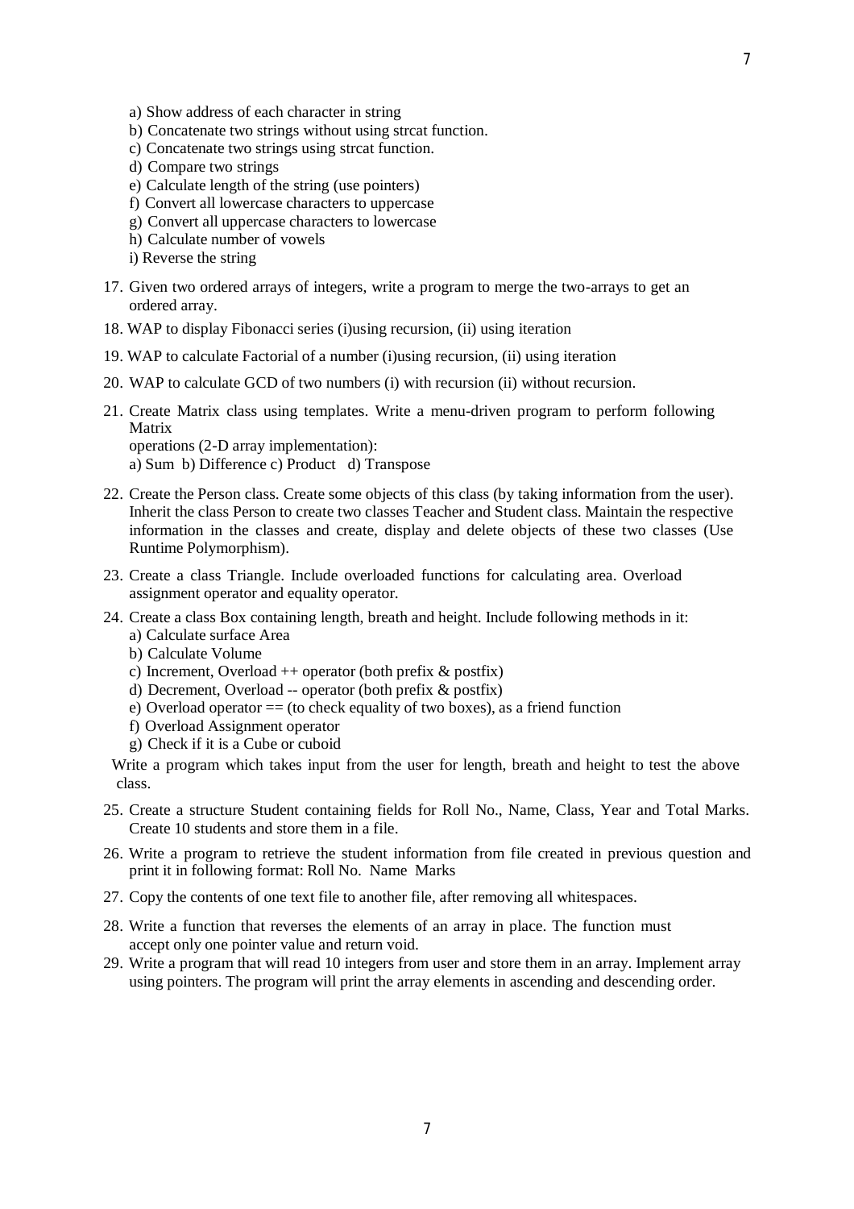a) Show address of each character in string
b) Concatenate two strings without using strcat function.
c) Concatenate two strings using strcat function.
d) Compare two strings
e) Calculate length of the string (use pointers)
f) Convert all lowercase characters to uppercase
g) Convert all uppercase characters to lowercase
h) Calculate number of vowels
i) Reverse the string

17. Given two ordered arrays of integers, write a program to merge the two-arrays to get an ordered array.
18. WAP to display Fibonacci series (i)using recursion, (ii) using iteration
19. WAP to calculate Factorial of a number (i)using recursion, (ii) using iteration
20. WAP to calculate GCD of two numbers (i) with recursion (ii) without recursion.
21. Create Matrix class using templates. Write a menu-driven program to perform following Matrix operations (2-D array implementation):
    a) Sum b) Difference c) Product d) Transpose
22. Create the Person class. Create some objects of this class (by taking information from the user). Inherit the class Person to create two classes Teacher and Student class. Maintain the respective information in the classes and create, display and delete objects of these two classes (Use Runtime Polymorphism).
23. Create a class Triangle. Include overloaded functions for calculating area. Overload assignment operator and equality operator.
24. Create a class Box containing length, breath and height. Include following methods in it:
    a) Calculate surface Area
    b) Calculate Volume
    c) Increment, Overload ++ operator (both prefix & postfix)
    d) Decrement, Overload -- operator (both prefix & postfix)
    e) Overload operator == (to check equality of two boxes), as a friend function
    f) Overload Assignment operator
    g) Check if it is a Cube or cuboid

    Write a program which takes input from the user for length, breath and height to test the above class.
25. Create a structure Student containing fields for Roll No., Name, Class, Year and Total Marks. Create 10 students and store them in a file.
26. Write a program to retrieve the student information from file created in previous question and print it in following format: Roll No. Name Marks
27. Copy the contents of one text file to another file, after removing all whitespaces.
28. Write a function that reverses the elements of an array in place. The function must accept only one pointer value and return void.
29. Write a program that will read 10 integers from user and store them in an array. Implement array using pointers. The program will print the array elements in ascending and descending order.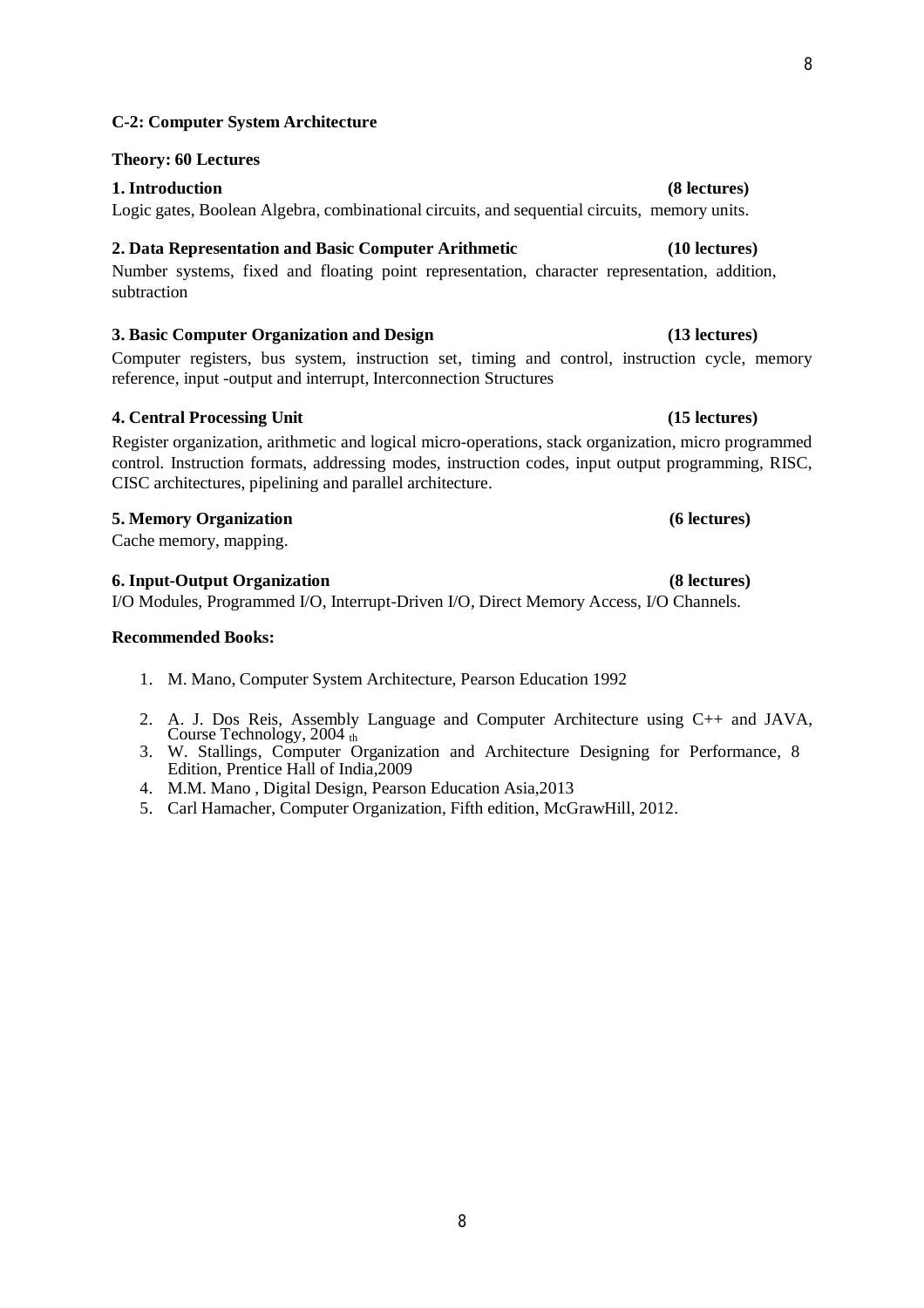## C-2: Computer System Architecture

**Theory: 60 Lectures**

### 1. Introduction (8 lectures)

Logic gates, Boolean Algebra, combinational circuits, and sequential circuits, memory units.

### 2. Data Representation and Basic Computer Arithmetic (10 lectures)

Number systems, fixed and floating point representation, character representation, addition, subtraction

### 3. Basic Computer Organization and Design (13 lectures)

Computer registers, bus system, instruction set, timing and control, instruction cycle, memory reference, input -output and interrupt, Interconnection Structures

### 4. Central Processing Unit (15 lectures)

Register organization, arithmetic and logical micro-operations, stack organization, micro programmed control. Instruction formats, addressing modes, instruction codes, input output programming, RISC, CISC architectures, pipelining and parallel architecture.

### 5. Memory Organization (6 lectures)

Cache memory, mapping.

### 6. Input-Output Organization (8 lectures)

I/O Modules, Programmed I/O, Interrupt-Driven I/O, Direct Memory Access, I/O Channels.

**Recommended Books:**

1. M. Mano, Computer System Architecture, Pearson Education 1992
2. A. J. Dos Reis, Assembly Language and Computer Architecture using C++ and JAVA, Course Technology, 2004
3. W. Stallings, Computer Organization and Architecture Designing for Performance, 8th Edition, Prentice Hall of India,2009
4. M.M. Mano , Digital Design, Pearson Education Asia,2013
5. Carl Hamacher, Computer Organization, Fifth edition, McGrawHill, 2012.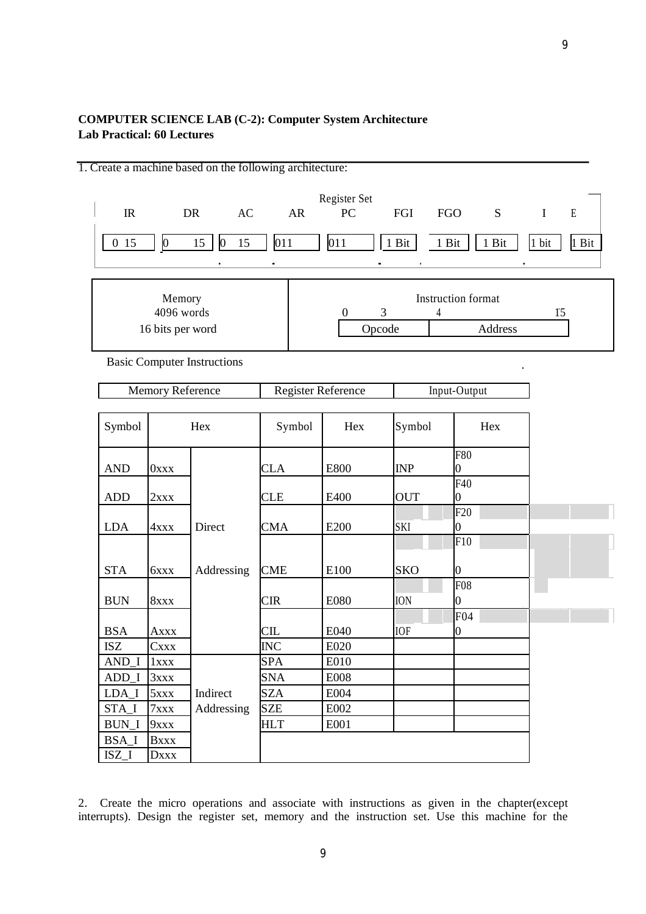**COMPUTER SCIENCE LAB (C-2): Computer System Architecture**
**Lab Practical: 60 Lectures**

1. Create a machine based on the following architecture:

Register Set

| IR | DR | AC | AR | PC | FGI | FGO | S | I | E |
|---|---|---|---|---|---|---|---|---|---|
| 0 15 | 0 15 | 0 15 | 011 | 011 | 1 Bit | 1 Bit | 1 Bit | 1 bit | 1 Bit |

| Memory | Instruction format |
|---|---|
| 4096 words<br>16 bits per word | 0 3 &nbsp; 4 15<br>Opcode &nbsp; Address |

Basic Computer Instructions

| Memory Reference | | | Register Reference | | Input-Output | |
|---|---|---|---|---|---|---|
| Symbol | Hex | | Symbol | Hex | Symbol | Hex |
| AND | 0xxx | Direct Addressing | CLA | E800 | INP | F800 |
| ADD | 2xxx | | CLE | E400 | OUT | F400 |
| LDA | 4xxx | | CMA | E200 | SKI | F200 |
| STA | 6xxx | | CME | E100 | SKO | F100 |
| BUN | 8xxx | | CIR | E080 | ION | F080 |
| BSA | Axxx | | CIL | E040 | IOF | F040 |
| ISZ | Cxxx | | INC | E020 | | |
| AND_I | 1xxx | Indirect Addressing | SPA | E010 | | |
| ADD_I | 3xxx | | SNA | E008 | | |
| LDA_I | 5xxx | | SZA | E004 | | |
| STA_I | 7xxx | | SZE | E002 | | |
| BUN_I | 9xxx | | HLT | E001 | | |
| BSA_I | Bxxx | | | | | |
| ISZ_I | Dxxx | | | | | |

2. Create the micro operations and associate with instructions as given in the chapter(except interrupts). Design the register set, memory and the instruction set. Use this machine for the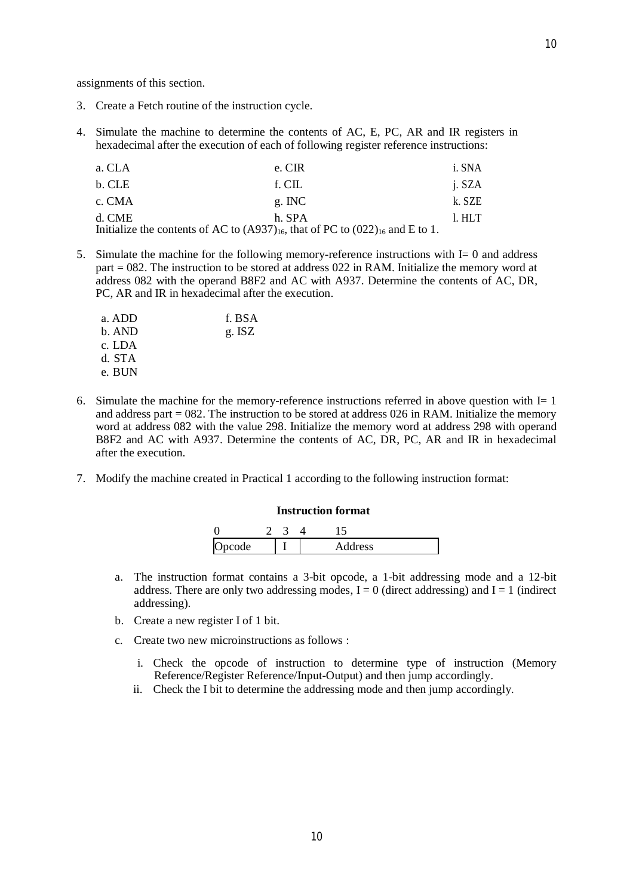assignments of this section.

3. Create a Fetch routine of the instruction cycle.

4. Simulate the machine to determine the contents of AC, E, PC, AR and IR registers in hexadecimal after the execution of each of following register reference instructions:

| | | |
|---|---|---|
| a. CLA | e. CIR | i. SNA |
| b. CLE | f. CIL | j. SZA |
| c. CMA | g. INC | k. SZE |
| d. CME | h. SPA | l. HLT |

   Initialize the contents of AC to $(A937)_{16}$, that of PC to $(022)_{16}$ and E to 1.

5. Simulate the machine for the following memory-reference instructions with I= 0 and address part = 082. The instruction to be stored at address 022 in RAM. Initialize the memory word at address 082 with the operand B8F2 and AC with A937. Determine the contents of AC, DR, PC, AR and IR in hexadecimal after the execution.

| | |
|---|---|
| a. ADD | f. BSA |
| b. AND | g. ISZ |
| c. LDA | |
| d. STA | |
| e. BUN | |

6. Simulate the machine for the memory-reference instructions referred in above question with I= 1 and address part = 082. The instruction to be stored at address 026 in RAM. Initialize the memory word at address 082 with the value 298. Initialize the memory word at address 298 with operand B8F2 and AC with A937. Determine the contents of AC, DR, PC, AR and IR in hexadecimal after the execution.

7. Modify the machine created in Practical 1 according to the following instruction format:

**Instruction format**

| 0 &nbsp;&nbsp;&nbsp;&nbsp; 2 | 3 | 4 &nbsp;&nbsp;&nbsp;&nbsp; 15 |
|---|---|---|
| Opcode | I | Address |

   a. The instruction format contains a 3-bit opcode, a 1-bit addressing mode and a 12-bit address. There are only two addressing modes, I = 0 (direct addressing) and I = 1 (indirect addressing).

   b. Create a new register I of 1 bit.

   c. Create two new microinstructions as follows :

      i. Check the opcode of instruction to determine type of instruction (Memory Reference/Register Reference/Input-Output) and then jump accordingly.

      ii. Check the I bit to determine the addressing mode and then jump accordingly.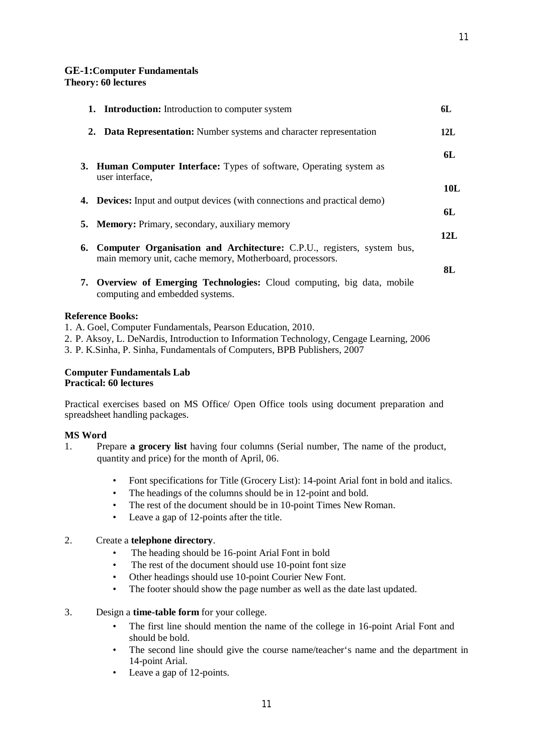**GE-1:Computer Fundamentals**
**Theory: 60 lectures**

1. **Introduction:** Introduction to computer system **6L**
2. **Data Representation:** Number systems and character representation **12L**
3. **Human Computer Interface:** Types of software, Operating system as user interface, **6L**
4. **Devices:** Input and output devices (with connections and practical demo) **10L**
5. **Memory:** Primary, secondary, auxiliary memory **6L**
6. **Computer Organisation and Architecture:** C.P.U., registers, system bus, main memory unit, cache memory, Motherboard, processors. **12L**
7. **Overview of Emerging Technologies:** Cloud computing, big data, mobile computing and embedded systems. **8L**

**Reference Books:**

1. A. Goel, Computer Fundamentals, Pearson Education, 2010.
2. P. Aksoy, L. DeNardis, Introduction to Information Technology, Cengage Learning, 2006
3. P. K.Sinha, P. Sinha, Fundamentals of Computers, BPB Publishers, 2007

**Computer Fundamentals Lab**
**Practical: 60 lectures**

Practical exercises based on MS Office/ Open Office tools using document preparation and spreadsheet handling packages.

**MS Word**

1. Prepare **a grocery list** having four columns (Serial number, The name of the product, quantity and price) for the month of April, 06.
   - Font specifications for Title (Grocery List): 14-point Arial font in bold and italics.
   - The headings of the columns should be in 12-point and bold.
   - The rest of the document should be in 10-point Times New Roman.
   - Leave a gap of 12-points after the title.

2. Create a **telephone directory**.
   - The heading should be 16-point Arial Font in bold
   - The rest of the document should use 10-point font size
   - Other headings should use 10-point Courier New Font.
   - The footer should show the page number as well as the date last updated.

3. Design a **time-table form** for your college.
   - The first line should mention the name of the college in 16-point Arial Font and should be bold.
   - The second line should give the course name/teacher's name and the department in 14-point Arial.
   - Leave a gap of 12-points.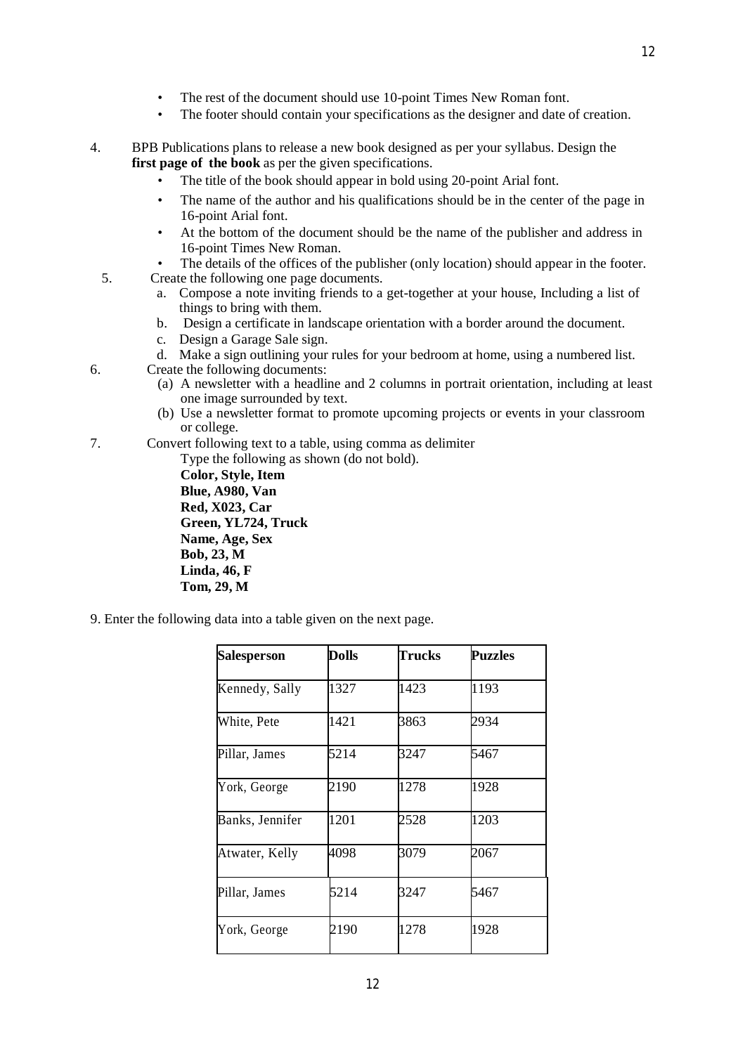- The rest of the document should use 10-point Times New Roman font.
- The footer should contain your specifications as the designer and date of creation.

4. BPB Publications plans to release a new book designed as per your syllabus. Design the **first page of the book** as per the given specifications.
   - The title of the book should appear in bold using 20-point Arial font.
   - The name of the author and his qualifications should be in the center of the page in 16-point Arial font.
   - At the bottom of the document should be the name of the publisher and address in 16-point Times New Roman.
   - The details of the offices of the publisher (only location) should appear in the footer.

5. Create the following one page documents.
   a. Compose a note inviting friends to a get-together at your house, Including a list of things to bring with them.
   b. Design a certificate in landscape orientation with a border around the document.
   c. Design a Garage Sale sign.
   d. Make a sign outlining your rules for your bedroom at home, using a numbered list.

6. Create the following documents:
   (a) A newsletter with a headline and 2 columns in portrait orientation, including at least one image surrounded by text.
   (b) Use a newsletter format to promote upcoming projects or events in your classroom or college.

7. Convert following text to a table, using comma as delimiter
   Type the following as shown (do not bold).
   **Color, Style, Item**
   **Blue, A980, Van**
   **Red, X023, Car**
   **Green, YL724, Truck**
   **Name, Age, Sex**
   **Bob, 23, M**
   **Linda, 46, F**
   **Tom, 29, M**

9. Enter the following data into a table given on the next page.

| **Salesperson** | **Dolls** | **Trucks** | **Puzzles** |
|---|---|---|---|
| Kennedy, Sally | 1327 | 1423 | 1193 |
| White, Pete | 1421 | 3863 | 2934 |
| Pillar, James | 5214 | 3247 | 5467 |
| York, George | 2190 | 1278 | 1928 |
| Banks, Jennifer | 1201 | 2528 | 1203 |
| Atwater, Kelly | 4098 | 3079 | 2067 |
| Pillar, James | 5214 | 3247 | 5467 |
| York, George | 2190 | 1278 | 1928 |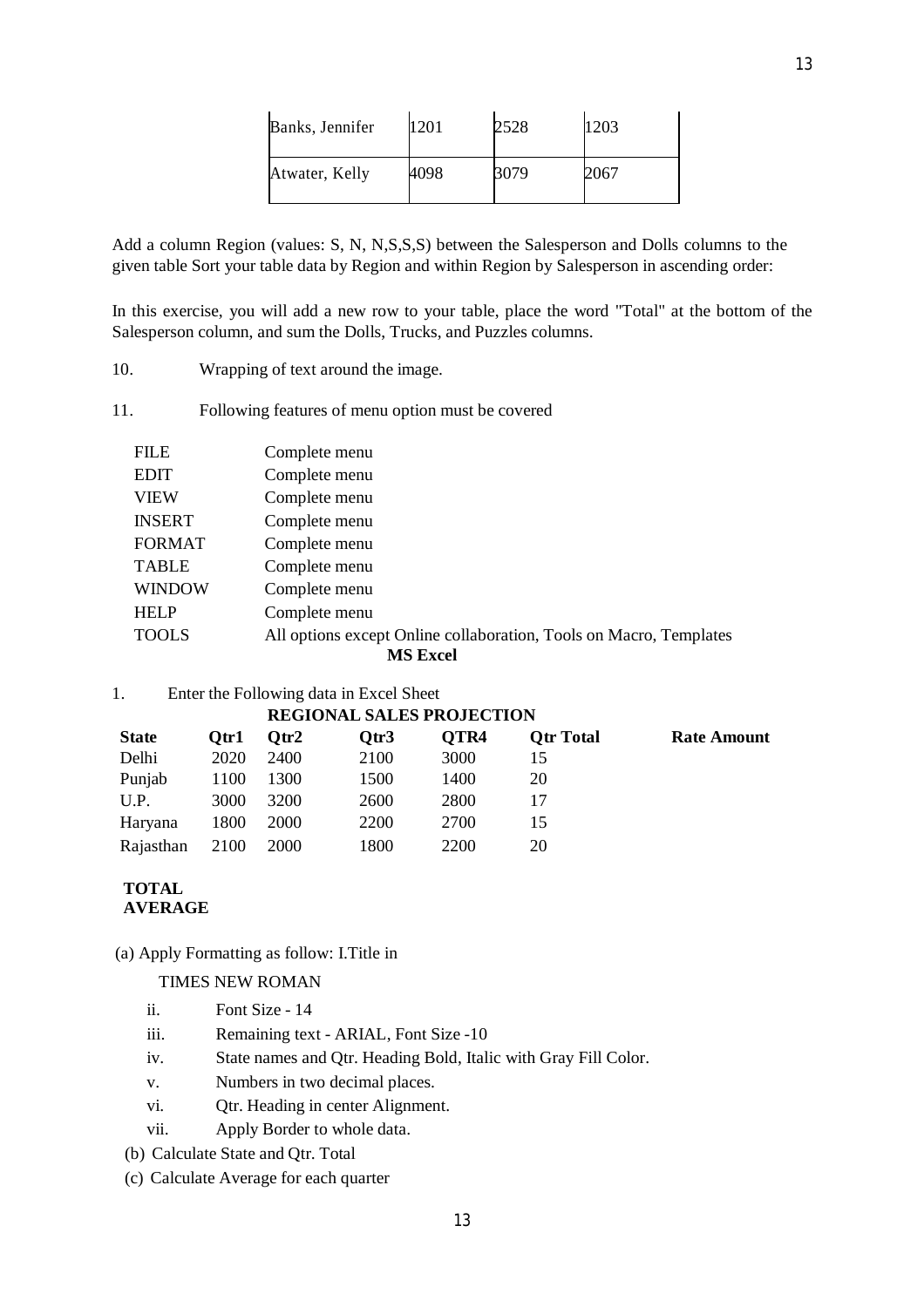| | | | |
|---|---|---|---|
| Banks, Jennifer | 1201 | 2528 | 1203 |
| Atwater, Kelly | 4098 | 3079 | 2067 |

Add a column Region (values: S, N, N,S,S,S) between the Salesperson and Dolls columns to the given table Sort your table data by Region and within Region by Salesperson in ascending order:

In this exercise, you will add a new row to your table, place the word "Total" at the bottom of the Salesperson column, and sum the Dolls, Trucks, and Puzzles columns.

10. Wrapping of text around the image.

11. Following features of menu option must be covered

| | |
|---|---|
| FILE | Complete menu |
| EDIT | Complete menu |
| VIEW | Complete menu |
| INSERT | Complete menu |
| FORMAT | Complete menu |
| TABLE | Complete menu |
| WINDOW | Complete menu |
| HELP | Complete menu |
| TOOLS | All options except Online collaboration, Tools on Macro, Templates |

**MS Excel**

1. Enter the Following data in Excel Sheet

**REGIONAL SALES PROJECTION**

| **State** | **Qtr1** | **Qtr2** | **Qtr3** | **QTR4** | **Qtr Total** | **Rate Amount** |
|---|---|---|---|---|---|---|
| Delhi | 2020 | 2400 | 2100 | 3000 | 15 | |
| Punjab | 1100 | 1300 | 1500 | 1400 | 20 | |
| U.P. | 3000 | 3200 | 2600 | 2800 | 17 | |
| Haryana | 1800 | 2000 | 2200 | 2700 | 15 | |
| Rajasthan | 2100 | 2000 | 1800 | 2200 | 20 | |
| **TOTAL** | | | | | | |
| **AVERAGE** | | | | | | |

(a) Apply Formatting as follow: I.Title in

TIMES NEW ROMAN

ii. Font Size - 14

iii. Remaining text - ARIAL, Font Size -10

iv. State names and Qtr. Heading Bold, Italic with Gray Fill Color.

v. Numbers in two decimal places.

vi. Qtr. Heading in center Alignment.

vii. Apply Border to whole data.

(b) Calculate State and Qtr. Total

(c) Calculate Average for each quarter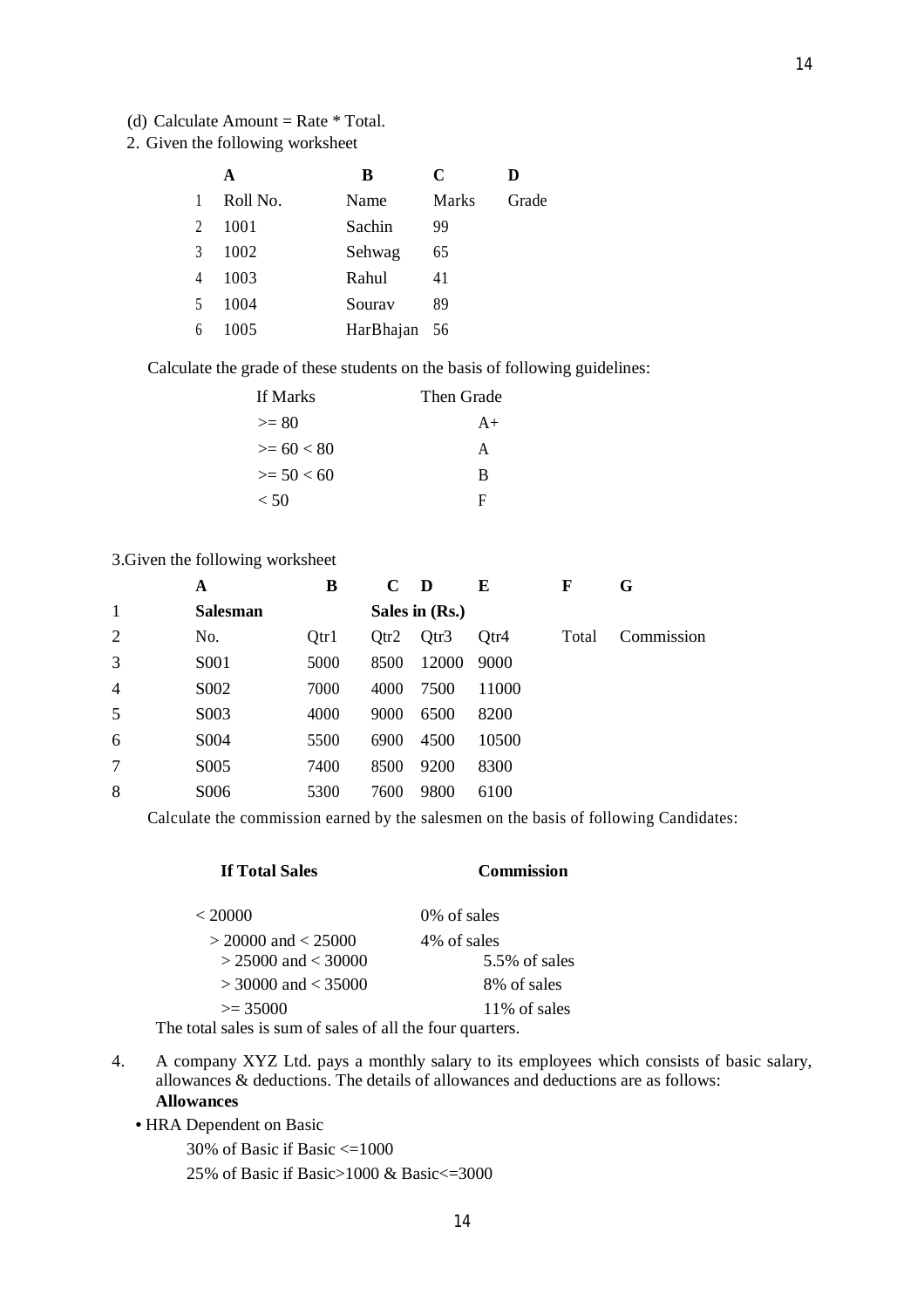(d) Calculate Amount = Rate * Total.

2. Given the following worksheet

| | A | B | C | D |
|---|---|---|---|---|
| 1 | Roll No. | Name | Marks | Grade |
| 2 | 1001 | Sachin | 99 | |
| 3 | 1002 | Sehwag | 65 | |
| 4 | 1003 | Rahul | 41 | |
| 5 | 1004 | Sourav | 89 | |
| 6 | 1005 | HarBhajan | 56 | |

Calculate the grade of these students on the basis of following guidelines:

| If Marks | Then Grade |
|---|---|
| >= 80 | A+ |
| >= 60 < 80 | A |
| >= 50 < 60 | B |
| < 50 | F |

3.Given the following worksheet

| | A | B | C | D | E | F | G |
|---|---|---|---|---|---|---|---|
| 1 | **Salesman** | | **Sales in (Rs.)** | | | | |
| 2 | No. | Qtr1 | Qtr2 | Qtr3 | Qtr4 | Total | Commission |
| 3 | S001 | 5000 | 8500 | 12000 | 9000 | | |
| 4 | S002 | 7000 | 4000 | 7500 | 11000 | | |
| 5 | S003 | 4000 | 9000 | 6500 | 8200 | | |
| 6 | S004 | 5500 | 6900 | 4500 | 10500 | | |
| 7 | S005 | 7400 | 8500 | 9200 | 8300 | | |
| 8 | S006 | 5300 | 7600 | 9800 | 6100 | | |

Calculate the commission earned by the salesmen on the basis of following Candidates:

| **If Total Sales** | **Commission** |
|---|---|
| < 20000 | 0% of sales |
| > 20000 and < 25000 | 4% of sales |
| > 25000 and < 30000 | 5.5% of sales |
| > 30000 and < 35000 | 8% of sales |
| >= 35000 | 11% of sales |

The total sales is sum of sales of all the four quarters.

4. A company XYZ Ltd. pays a monthly salary to its employees which consists of basic salary, allowances & deductions. The details of allowances and deductions are as follows:

**Allowances**

- HRA Dependent on Basic

  30% of Basic if Basic <=1000

  25% of Basic if Basic>1000 & Basic<=3000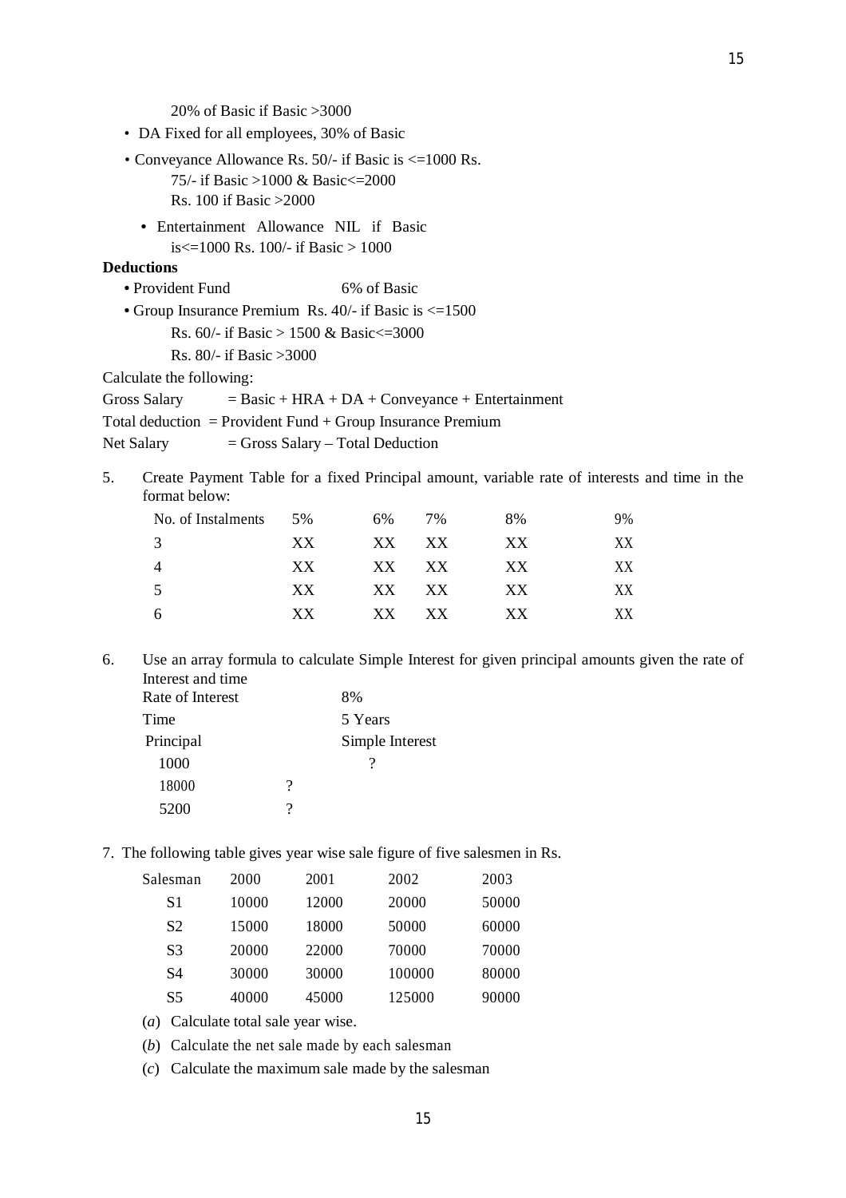20% of Basic if Basic >3000

- DA Fixed for all employees, 30% of Basic
- Conveyance Allowance Rs. 50/- if Basic is <=1000 Rs.
  75/- if Basic >1000 & Basic<=2000
  Rs. 100 if Basic >2000
- Entertainment Allowance NIL if Basic is<=1000 Rs. 100/- if Basic > 1000

**Deductions**

- Provident Fund 6% of Basic
- Group Insurance Premium Rs. 40/- if Basic is <=1500
  Rs. 60/- if Basic > 1500 & Basic<=3000
  Rs. 80/- if Basic >3000

Calculate the following:

Gross Salary = Basic + HRA + DA + Conveyance + Entertainment

Total deduction = Provident Fund + Group Insurance Premium

Net Salary = Gross Salary – Total Deduction

5. Create Payment Table for a fixed Principal amount, variable rate of interests and time in the format below:

| No. of Instalments | 5% | 6% | 7% | 8% | 9% |
|---|---|---|---|---|---|
| 3 | XX | XX | XX | XX | XX |
| 4 | XX | XX | XX | XX | XX |
| 5 | XX | XX | XX | XX | XX |
| 6 | XX | XX | XX | XX | XX |

6. Use an array formula to calculate Simple Interest for given principal amounts given the rate of Interest and time

| | |
|---|---|
| Rate of Interest | 8% |
| Time | 5 Years |
| Principal | Simple Interest |
| 1000 | ? |
| 18000 | ? |
| 5200 | ? |

7. The following table gives year wise sale figure of five salesmen in Rs.

| Salesman | 2000 | 2001 | 2002 | 2003 |
|---|---|---|---|---|
| S1 | 10000 | 12000 | 20000 | 50000 |
| S2 | 15000 | 18000 | 50000 | 60000 |
| S3 | 20000 | 22000 | 70000 | 70000 |
| S4 | 30000 | 30000 | 100000 | 80000 |
| S5 | 40000 | 45000 | 125000 | 90000 |

(*a*) Calculate total sale year wise.

(*b*) Calculate the net sale made by each salesman

(*c*) Calculate the maximum sale made by the salesman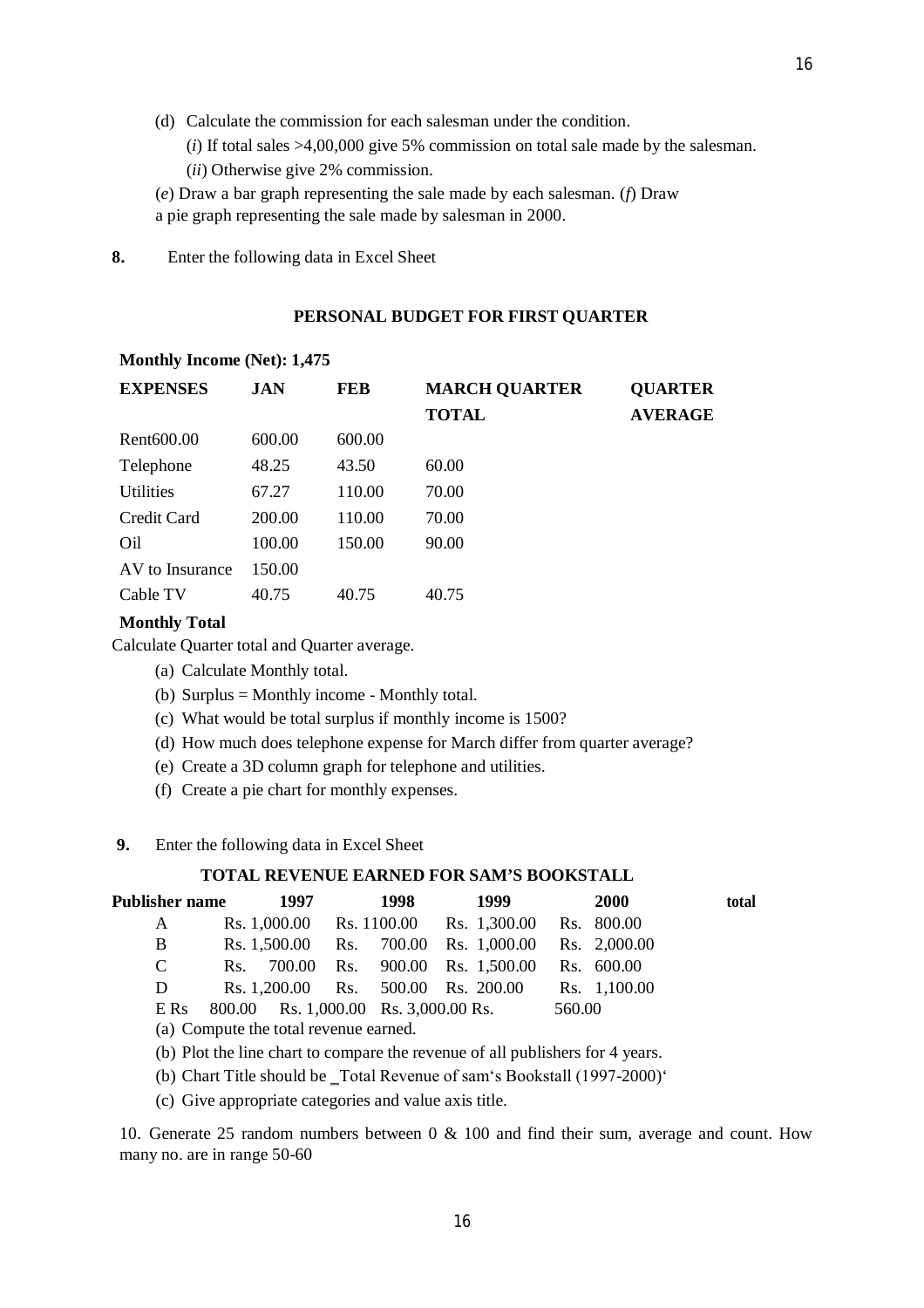(d) Calculate the commission for each salesman under the condition.

(*i*) If total sales >4,00,000 give 5% commission on total sale made by the salesman.

(*ii*) Otherwise give 2% commission.

(*e*) Draw a bar graph representing the sale made by each salesman. (*f*) Draw a pie graph representing the sale made by salesman in 2000.

**8.** Enter the following data in Excel Sheet

**PERSONAL BUDGET FOR FIRST QUARTER**

**Monthly Income (Net): 1,475**

| **EXPENSES** | **JAN** | **FEB** | **MARCH QUARTER TOTAL** | **QUARTER AVERAGE** |
|---|---|---|---|---|
| Rent600.00 | 600.00 | 600.00 | | |
| Telephone | 48.25 | 43.50 | 60.00 | |
| Utilities | 67.27 | 110.00 | 70.00 | |
| Credit Card | 200.00 | 110.00 | 70.00 | |
| Oil | 100.00 | 150.00 | 90.00 | |
| AV to Insurance | 150.00 | | | |
| Cable TV | 40.75 | 40.75 | 40.75 | |
| **Monthly Total** | | | | |

Calculate Quarter total and Quarter average.

(a) Calculate Monthly total.

(b) Surplus = Monthly income - Monthly total.

(c) What would be total surplus if monthly income is 1500?

(d) How much does telephone expense for March differ from quarter average?

(e) Create a 3D column graph for telephone and utilities.

(f) Create a pie chart for monthly expenses.

**9.** Enter the following data in Excel Sheet

**TOTAL REVENUE EARNED FOR SAM'S BOOKSTALL**

| **Publisher name** | **1997** | **1998** | **1999** | **2000** | **total** |
|---|---|---|---|---|---|
| A | Rs. 1,000.00 | Rs. 1100.00 | Rs. 1,300.00 | Rs. 800.00 | |
| B | Rs. 1,500.00 | Rs. 700.00 | Rs. 1,000.00 | Rs. 2,000.00 | |
| C | Rs. 700.00 | Rs. 900.00 | Rs. 1,500.00 | Rs. 600.00 | |
| D | Rs. 1,200.00 | Rs. 500.00 | Rs. 200.00 | Rs. 1,100.00 | |
| E | Rs 800.00 | Rs. 1,000.00 | Rs. 3,000.00 | Rs. 560.00 | |

(a) Compute the total revenue earned.

(b) Plot the line chart to compare the revenue of all publishers for 4 years.

(b) Chart Title should be _Total Revenue of sam's Bookstall (1997-2000)'

(c) Give appropriate categories and value axis title.

10. Generate 25 random numbers between 0 & 100 and find their sum, average and count. How many no. are in range 50-60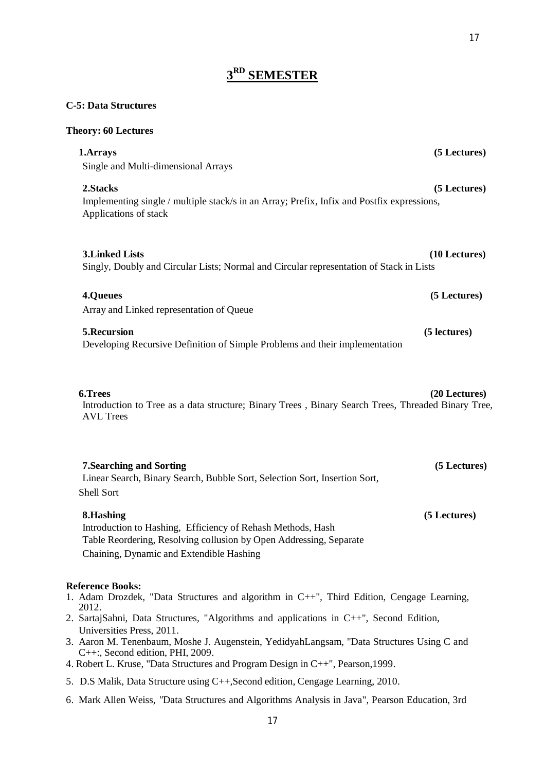# 3[RD] SEMESTER

**C-5: Data Structures**

**Theory: 60 Lectures**

**1.Arrays** **(5 Lectures)**

Single and Multi-dimensional Arrays

**2.Stacks** **(5 Lectures)**

Implementing single / multiple stack/s in an Array; Prefix, Infix and Postfix expressions, Applications of stack

**3.Linked Lists** **(10 Lectures)**

Singly, Doubly and Circular Lists; Normal and Circular representation of Stack in Lists

**4.Queues** **(5 Lectures)**

Array and Linked representation of Queue

**5.Recursion** **(5 lectures)**

Developing Recursive Definition of Simple Problems and their implementation

**6.Trees** **(20 Lectures)**

Introduction to Tree as a data structure; Binary Trees , Binary Search Trees, Threaded Binary Tree, AVL Trees

**7.Searching and Sorting** **(5 Lectures)**

Linear Search, Binary Search, Bubble Sort, Selection Sort, Insertion Sort, Shell Sort

**8.Hashing** **(5 Lectures)**

Introduction to Hashing, Efficiency of Rehash Methods, Hash Table Reordering, Resolving collusion by Open Addressing, Separate Chaining, Dynamic and Extendible Hashing

**Reference Books:**

1. Adam Drozdek, "Data Structures and algorithm in C++", Third Edition, Cengage Learning, 2012.
2. SartajSahni, Data Structures, "Algorithms and applications in C++", Second Edition, Universities Press, 2011.
3. Aaron M. Tenenbaum, Moshe J. Augenstein, YedidyahLangsam, "Data Structures Using C and C++:, Second edition, PHI, 2009.
4. Robert L. Kruse, "Data Structures and Program Design in C++", Pearson,1999.
5. D.S Malik, Data Structure using C++,Second edition, Cengage Learning, 2010.
6. Mark Allen Weiss, "Data Structures and Algorithms Analysis in Java", Pearson Education, 3rd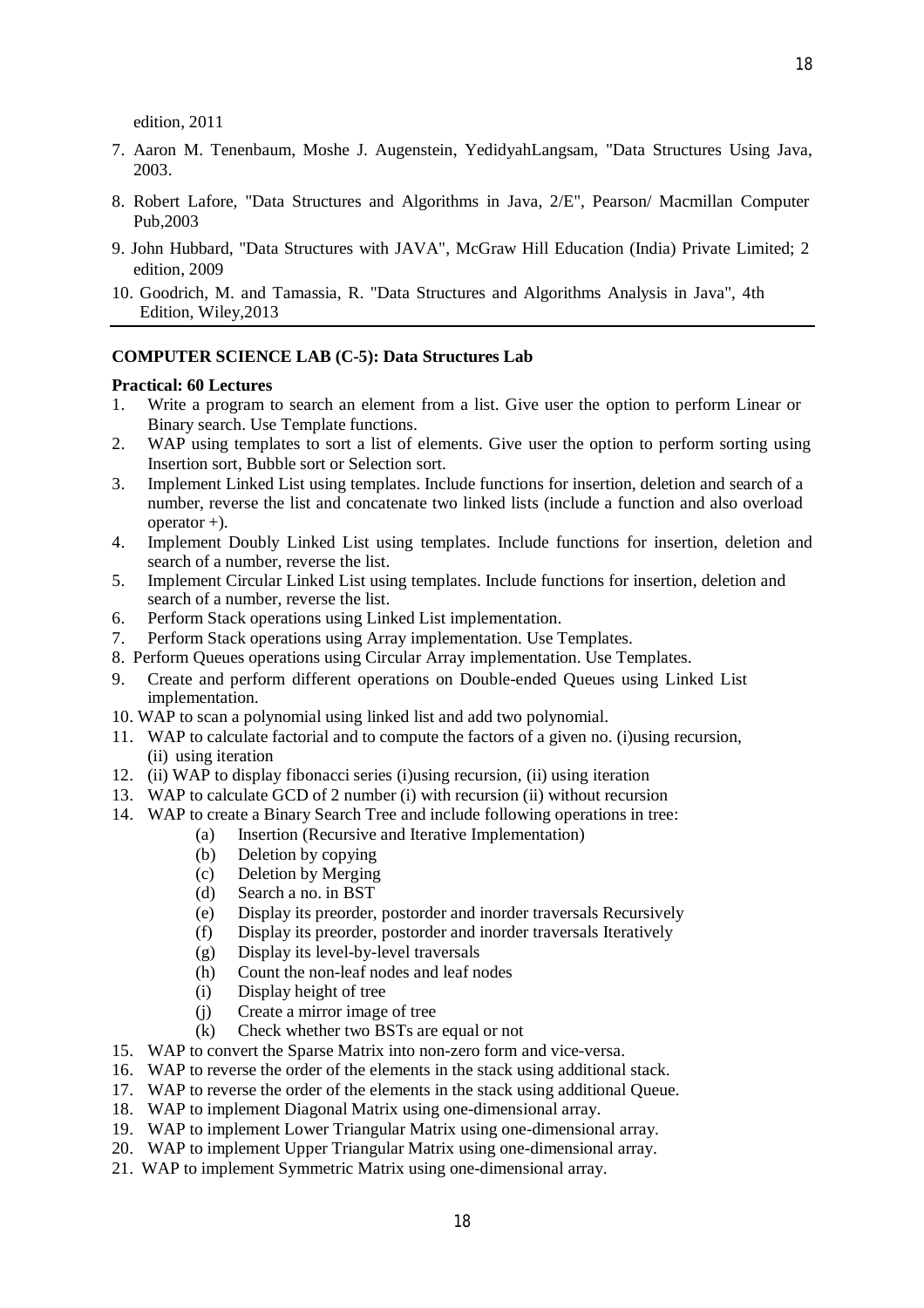edition, 2011

7. Aaron M. Tenenbaum, Moshe J. Augenstein, YedidyahLangsam, "Data Structures Using Java, 2003.
8. Robert Lafore, "Data Structures and Algorithms in Java, 2/E", Pearson/ Macmillan Computer Pub,2003
9. John Hubbard, "Data Structures with JAVA", McGraw Hill Education (India) Private Limited; 2 edition, 2009
10. Goodrich, M. and Tamassia, R. "Data Structures and Algorithms Analysis in Java", 4th Edition, Wiley,2013

---

**COMPUTER SCIENCE LAB (C-5): Data Structures Lab**

**Practical: 60 Lectures**

1. Write a program to search an element from a list. Give user the option to perform Linear or Binary search. Use Template functions.
2. WAP using templates to sort a list of elements. Give user the option to perform sorting using Insertion sort, Bubble sort or Selection sort.
3. Implement Linked List using templates. Include functions for insertion, deletion and search of a number, reverse the list and concatenate two linked lists (include a function and also overload operator +).
4. Implement Doubly Linked List using templates. Include functions for insertion, deletion and search of a number, reverse the list.
5. Implement Circular Linked List using templates. Include functions for insertion, deletion and search of a number, reverse the list.
6. Perform Stack operations using Linked List implementation.
7. Perform Stack operations using Array implementation. Use Templates.
8. Perform Queues operations using Circular Array implementation. Use Templates.
9. Create and perform different operations on Double-ended Queues using Linked List implementation.
10. WAP to scan a polynomial using linked list and add two polynomial.
11. WAP to calculate factorial and to compute the factors of a given no. (i)using recursion, (ii) using iteration
12. (ii) WAP to display fibonacci series (i)using recursion, (ii) using iteration
13. WAP to calculate GCD of 2 number (i) with recursion (ii) without recursion
14. WAP to create a Binary Search Tree and include following operations in tree:
    - (a) Insertion (Recursive and Iterative Implementation)
    - (b) Deletion by copying
    - (c) Deletion by Merging
    - (d) Search a no. in BST
    - (e) Display its preorder, postorder and inorder traversals Recursively
    - (f) Display its preorder, postorder and inorder traversals Iteratively
    - (g) Display its level-by-level traversals
    - (h) Count the non-leaf nodes and leaf nodes
    - (i) Display height of tree
    - (j) Create a mirror image of tree
    - (k) Check whether two BSTs are equal or not
15. WAP to convert the Sparse Matrix into non-zero form and vice-versa.
16. WAP to reverse the order of the elements in the stack using additional stack.
17. WAP to reverse the order of the elements in the stack using additional Queue.
18. WAP to implement Diagonal Matrix using one-dimensional array.
19. WAP to implement Lower Triangular Matrix using one-dimensional array.
20. WAP to implement Upper Triangular Matrix using one-dimensional array.
21. WAP to implement Symmetric Matrix using one-dimensional array.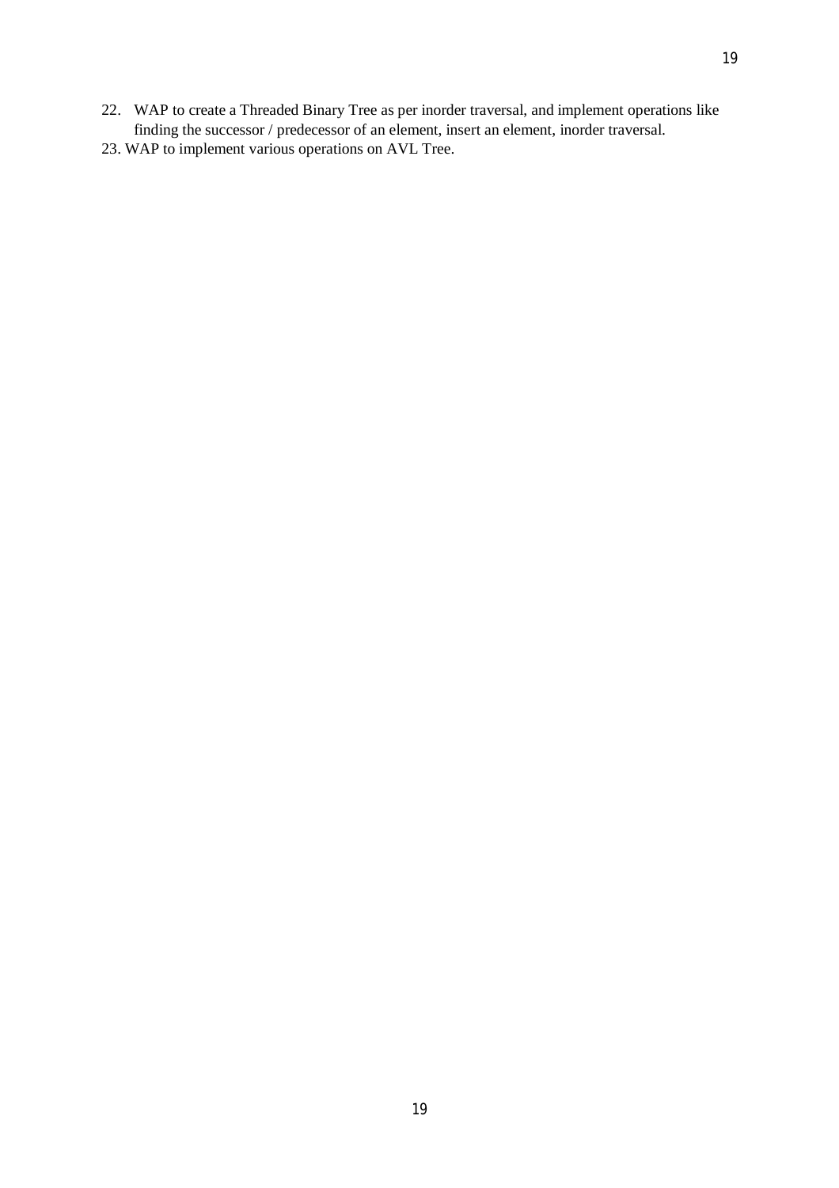22. WAP to create a Threaded Binary Tree as per inorder traversal, and implement operations like finding the successor / predecessor of an element, insert an element, inorder traversal.
23. WAP to implement various operations on AVL Tree.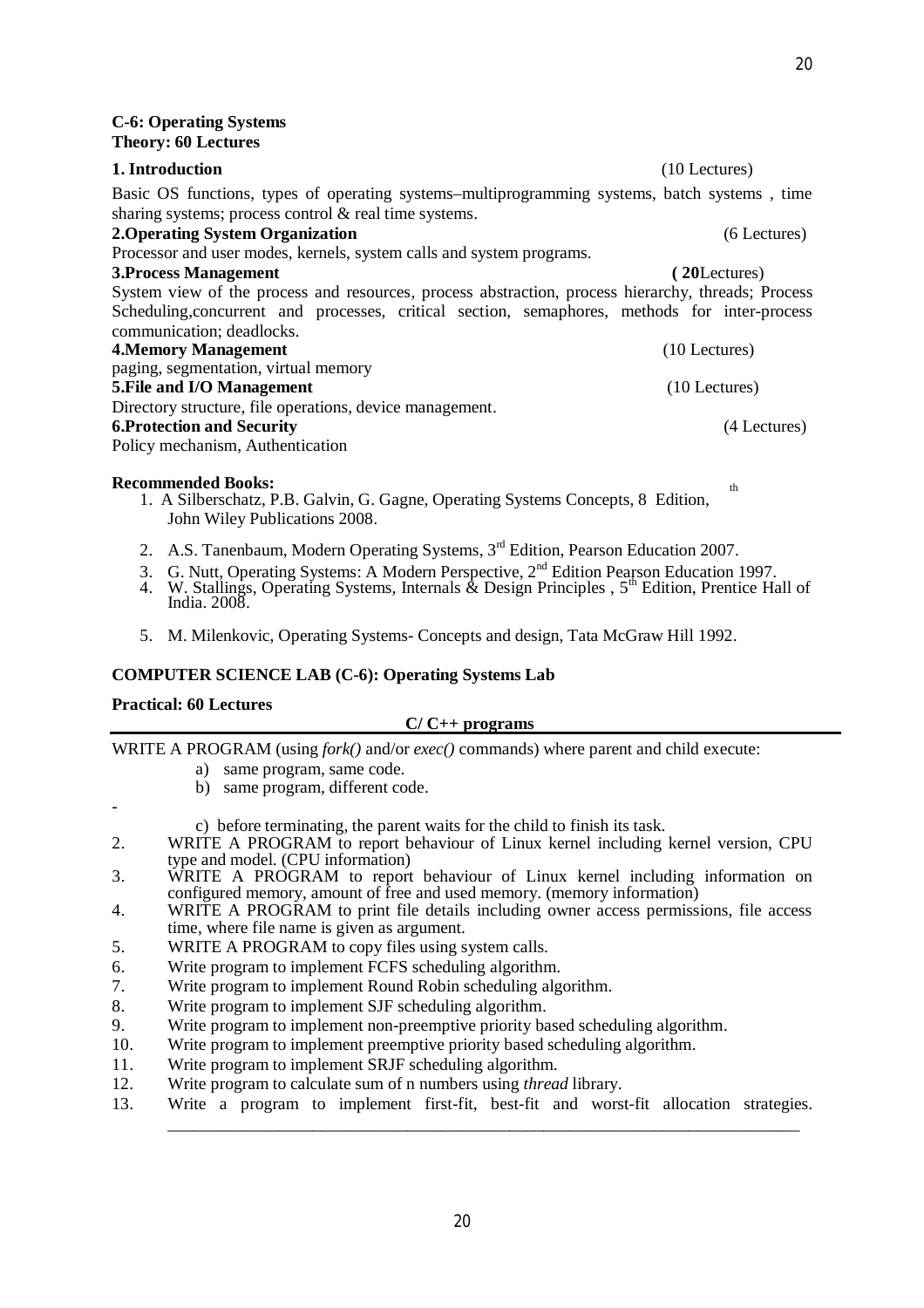**C-6: Operating Systems**
**Theory: 60 Lectures**

**1. Introduction** (10 Lectures)

Basic OS functions, types of operating systems–multiprogramming systems, batch systems , time sharing systems; process control & real time systems.

**2.Operating System Organization** (6 Lectures)

Processor and user modes, kernels, system calls and system programs.

**3.Process Management** ( **20**Lectures)

System view of the process and resources, process abstraction, process hierarchy, threads; Process Scheduling,concurrent and processes, critical section, semaphores, methods for inter-process communication; deadlocks.

**4.Memory Management** (10 Lectures)

paging, segmentation, virtual memory

**5.File and I/O Management** (10 Lectures)

Directory structure, file operations, device management.

**6.Protection and Security** (4 Lectures)

Policy mechanism, Authentication

**Recommended Books:**

1. A Silberschatz, P.B. Galvin, G. Gagne, Operating Systems Concepts, 8th Edition, John Wiley Publications 2008.
2. A.S. Tanenbaum, Modern Operating Systems, 3rd Edition, Pearson Education 2007.
3. G. Nutt, Operating Systems: A Modern Perspective, 2nd Edition Pearson Education 1997.
4. W. Stallings, Operating Systems, Internals & Design Principles , 5th Edition, Prentice Hall of India. 2008.
5. M. Milenkovic, Operating Systems- Concepts and design, Tata McGraw Hill 1992.

**COMPUTER SCIENCE LAB (C-6): Operating Systems Lab**

**Practical: 60 Lectures**

**C/ C++ programs**

WRITE A PROGRAM (using *fork()* and/or *exec()* commands) where parent and child execute:

a) same program, same code.
b) same program, different code.

-

c) before terminating, the parent waits for the child to finish its task.

2. WRITE A PROGRAM to report behaviour of Linux kernel including kernel version, CPU type and model. (CPU information)
3. WRITE A PROGRAM to report behaviour of Linux kernel including information on configured memory, amount of free and used memory. (memory information)
4. WRITE A PROGRAM to print file details including owner access permissions, file access time, where file name is given as argument.
5. WRITE A PROGRAM to copy files using system calls.
6. Write program to implement FCFS scheduling algorithm.
7. Write program to implement Round Robin scheduling algorithm.
8. Write program to implement SJF scheduling algorithm.
9. Write program to implement non-preemptive priority based scheduling algorithm.
10. Write program to implement preemptive priority based scheduling algorithm.
11. Write program to implement SRJF scheduling algorithm.
12. Write program to calculate sum of n numbers using *thread* library.
13. Write a program to implement first-fit, best-fit and worst-fit allocation strategies.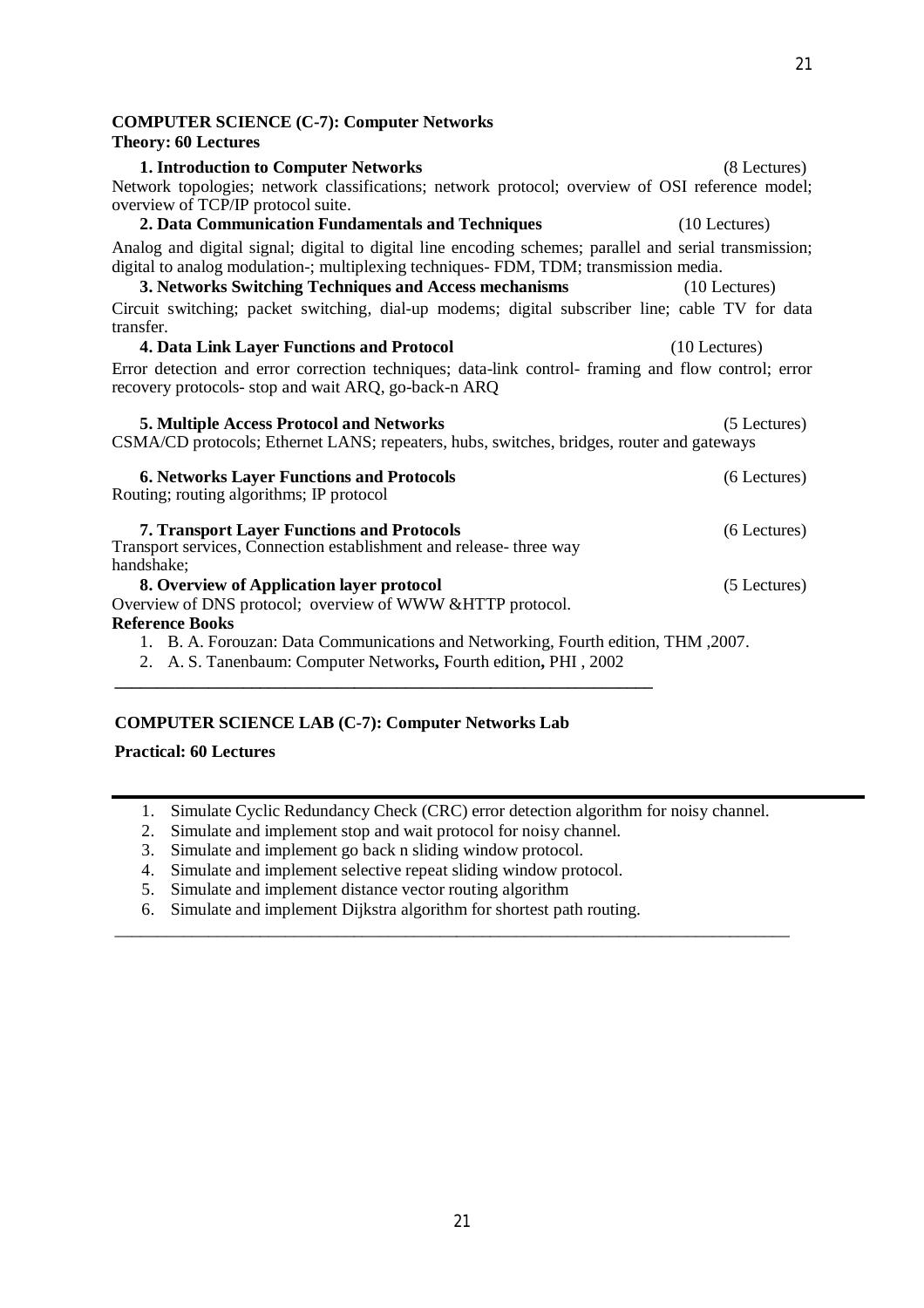## COMPUTER SCIENCE (C-7): Computer Networks

**Theory: 60 Lectures**

**1. Introduction to Computer Networks** (8 Lectures)

Network topologies; network classifications; network protocol; overview of OSI reference model; overview of TCP/IP protocol suite.

**2. Data Communication Fundamentals and Techniques** (10 Lectures)

Analog and digital signal; digital to digital line encoding schemes; parallel and serial transmission; digital to analog modulation-; multiplexing techniques- FDM, TDM; transmission media.

**3. Networks Switching Techniques and Access mechanisms** (10 Lectures)

Circuit switching; packet switching, dial-up modems; digital subscriber line; cable TV for data transfer.

**4. Data Link Layer Functions and Protocol** (10 Lectures)

Error detection and error correction techniques; data-link control- framing and flow control; error recovery protocols- stop and wait ARQ, go-back-n ARQ

**5. Multiple Access Protocol and Networks** (5 Lectures)

CSMA/CD protocols; Ethernet LANS; repeaters, hubs, switches, bridges, router and gateways

**6. Networks Layer Functions and Protocols** (6 Lectures)

Routing; routing algorithms; IP protocol

**7. Transport Layer Functions and Protocols** (6 Lectures)

Transport services, Connection establishment and release- three way handshake;

**8. Overview of Application layer protocol** (5 Lectures)

Overview of DNS protocol; overview of WWW &HTTP protocol.

**Reference Books**

1. B. A. Forouzan: Data Communications and Networking, Fourth edition, THM ,2007.
2. A. S. Tanenbaum: Computer Networks**,** Fourth edition**,** PHI , 2002

---

## COMPUTER SCIENCE LAB (C-7): Computer Networks Lab

**Practical: 60 Lectures**

---

1. Simulate Cyclic Redundancy Check (CRC) error detection algorithm for noisy channel.
2. Simulate and implement stop and wait protocol for noisy channel.
3. Simulate and implement go back n sliding window protocol.
4. Simulate and implement selective repeat sliding window protocol.
5. Simulate and implement distance vector routing algorithm
6. Simulate and implement Dijkstra algorithm for shortest path routing.

---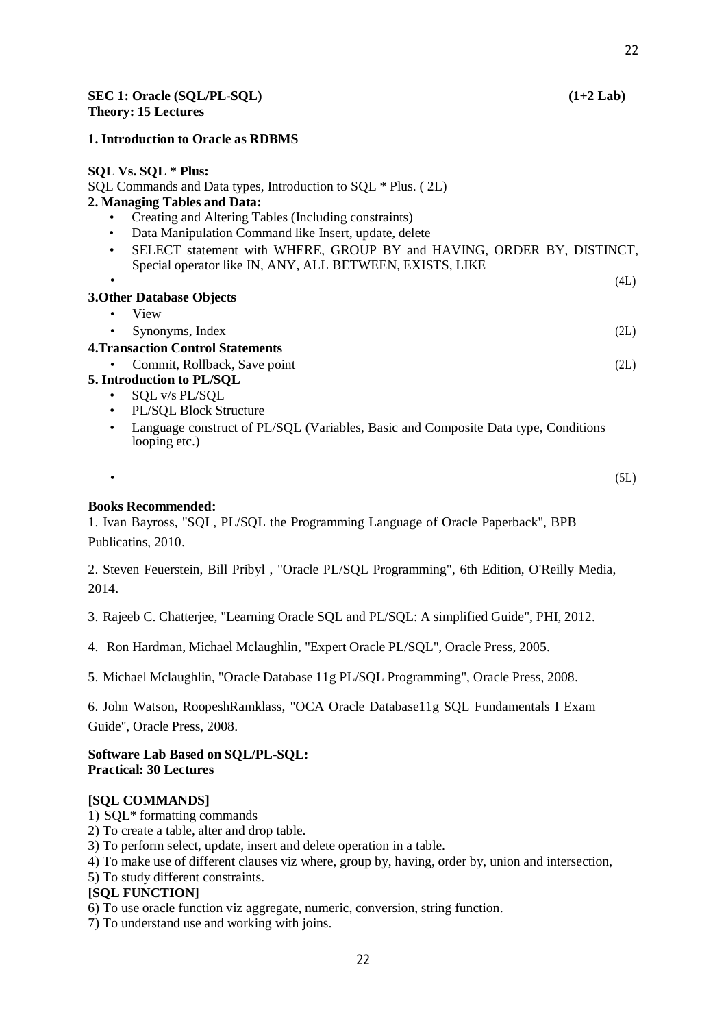**SEC 1: Oracle (SQL/PL-SQL)** **(1+2 Lab)**
**Theory: 15 Lectures**

**1. Introduction to Oracle as RDBMS**

**SQL Vs. SQL * Plus:**
SQL Commands and Data types, Introduction to SQL * Plus. ( 2L)

**2. Managing Tables and Data:**

- Creating and Altering Tables (Including constraints)
- Data Manipulation Command like Insert, update, delete
- SELECT statement with WHERE, GROUP BY and HAVING, ORDER BY, DISTINCT, Special operator like IN, ANY, ALL BETWEEN, EXISTS, LIKE
- (4L)

**3.Other Database Objects**

- View
- Synonyms, Index (2L)

**4.Transaction Control Statements**

- Commit, Rollback, Save point (2L)

**5. Introduction to PL/SQL**

- SQL v/s PL/SQL
- PL/SQL Block Structure
- Language construct of PL/SQL (Variables, Basic and Composite Data type, Conditions looping etc.)
- (5L)

**Books Recommended:**

1. Ivan Bayross, "SQL, PL/SQL the Programming Language of Oracle Paperback", BPB Publicatins, 2010.

2. Steven Feuerstein, Bill Pribyl , "Oracle PL/SQL Programming", 6th Edition, O'Reilly Media, 2014.

3. Rajeeb C. Chatterjee, "Learning Oracle SQL and PL/SQL: A simplified Guide", PHI, 2012.

4. Ron Hardman, Michael Mclaughlin, "Expert Oracle PL/SQL", Oracle Press, 2005.

5. Michael Mclaughlin, "Oracle Database 11g PL/SQL Programming", Oracle Press, 2008.

6. John Watson, RoopeshRamklass, "OCA Oracle Database11g SQL Fundamentals I Exam Guide", Oracle Press, 2008.

**Software Lab Based on SQL/PL-SQL:**
**Practical: 30 Lectures**

**[SQL COMMANDS]**

1) SQL* formatting commands
2) To create a table, alter and drop table.
3) To perform select, update, insert and delete operation in a table.
4) To make use of different clauses viz where, group by, having, order by, union and intersection,
5) To study different constraints.

**[SQL FUNCTION]**

6) To use oracle function viz aggregate, numeric, conversion, string function.
7) To understand use and working with joins.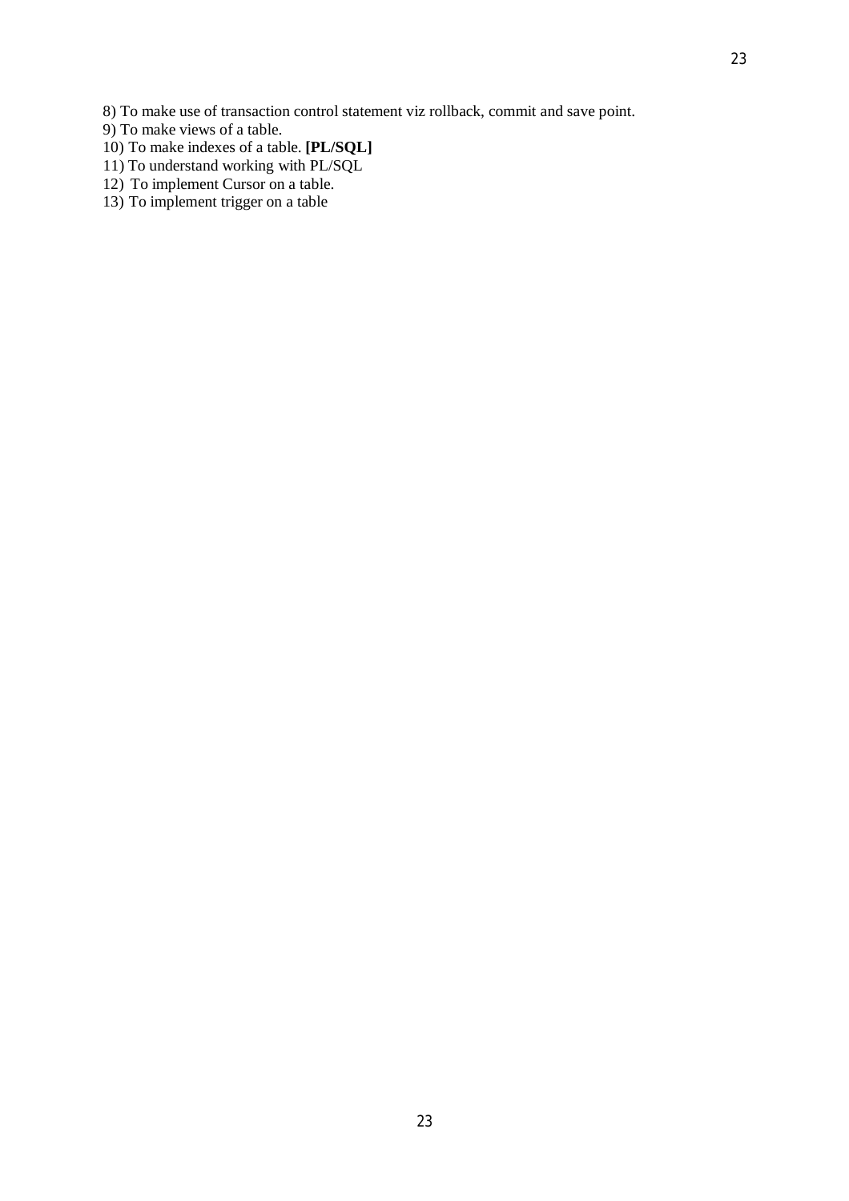8) To make use of transaction control statement viz rollback, commit and save point.
9) To make views of a table.
10) To make indexes of a table. **[PL/SQL]**
11) To understand working with PL/SQL
12) To implement Cursor on a table.
13) To implement trigger on a table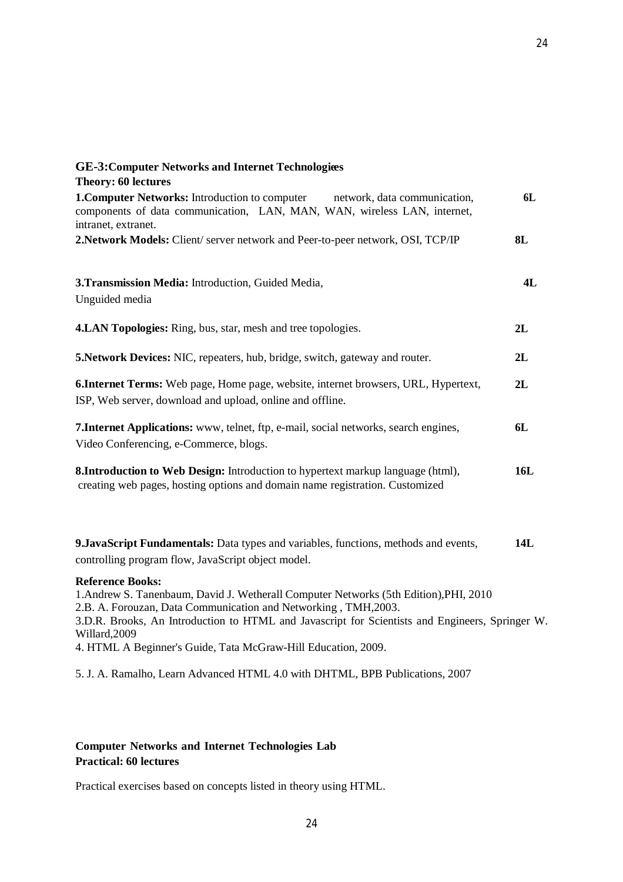**GE-3:Computer Networks and Internet Technologies**

**Theory: 60 lectures**

**1.Computer Networks:** Introduction to computer network, data communication, components of data communication, LAN, MAN, WAN, wireless LAN, internet, intranet, extranet. **6L**

**2.Network Models:** Client/ server network and Peer-to-peer network, OSI, TCP/IP **8L**

**3.Transmission Media:** Introduction, Guided Media, Unguided media **4L**

**4.LAN Topologies:** Ring, bus, star, mesh and tree topologies. **2L**

**5.Network Devices:** NIC, repeaters, hub, bridge, switch, gateway and router. **2L**

**6.Internet Terms:** Web page, Home page, website, internet browsers, URL, Hypertext, ISP, Web server, download and upload, online and offline. **2L**

**7.Internet Applications:** www, telnet, ftp, e-mail, social networks, search engines, Video Conferencing, e-Commerce, blogs. **6L**

**8.Introduction to Web Design:** Introduction to hypertext markup language (html), creating web pages, hosting options and domain name registration. Customized **16L**

**9.JavaScript Fundamentals:** Data types and variables, functions, methods and events, controlling program flow, JavaScript object model. **14L**

**Reference Books:**

1.Andrew S. Tanenbaum, David J. Wetherall Computer Networks (5th Edition),PHI, 2010

2.B. A. Forouzan, Data Communication and Networking , TMH,2003.

3.D.R. Brooks, An Introduction to HTML and Javascript for Scientists and Engineers, Springer W. Willard,2009

4. HTML A Beginner's Guide, Tata McGraw-Hill Education, 2009.

5. J. A. Ramalho, Learn Advanced HTML 4.0 with DHTML, BPB Publications, 2007

**Computer Networks and Internet Technologies Lab**

**Practical: 60 lectures**

Practical exercises based on concepts listed in theory using HTML.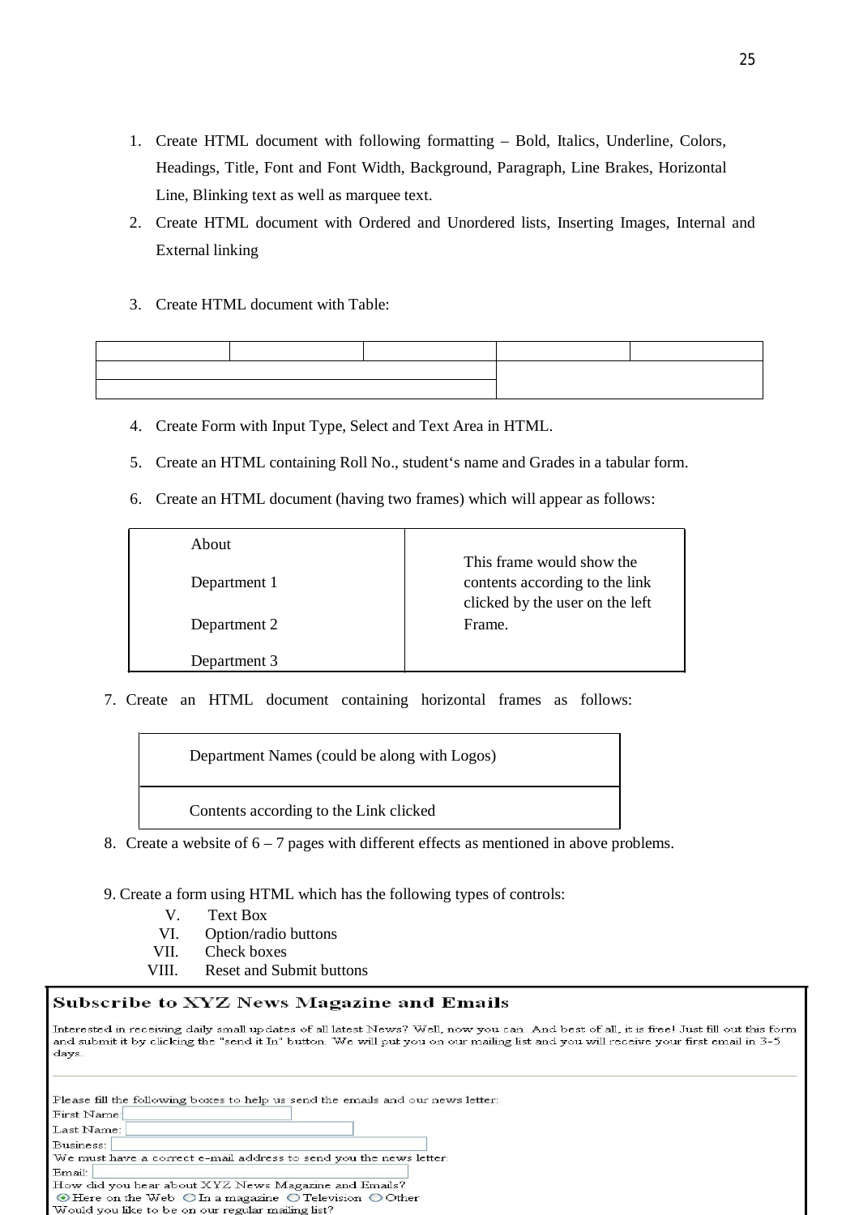1. Create HTML document with following formatting – Bold, Italics, Underline, Colors, Headings, Title, Font and Font Width, Background, Paragraph, Line Brakes, Horizontal Line, Blinking text as well as marquee text.
2. Create HTML document with Ordered and Unordered lists, Inserting Images, Internal and External linking
3. Create HTML document with Table:

| | | | | |
|---|---|---|---|---|
| | | | | |
| | | | | |

4. Create Form with Input Type, Select and Text Area in HTML.
5. Create an HTML containing Roll No., student's name and Grades in a tabular form.
6. Create an HTML document (having two frames) which will appear as follows:

| | |
|---|---|
| About<br><br>Department 1<br><br>Department 2<br><br>Department 3 | This frame would show the contents according to the link clicked by the user on the left Frame. |

7. Create an HTML document containing horizontal frames as follows:

| |
|---|
| Department Names (could be along with Logos) |
| Contents according to the Link clicked |

8. Create a website of 6 – 7 pages with different effects as mentioned in above problems.

9. Create a form using HTML which has the following types of controls:

   V. Text Box
   VI. Option/radio buttons
   VII. Check boxes
   VIII. Reset and Submit buttons

**Subscribe to XYZ News Magazine and Emails**

Interested in receiving daily small updates of all latest News? Well, now you can. And best of all, it is free! Just fill out this form and submit it by clicking the "send it In" button. We will put you on our mailing list and you will receive your first email in 3-5 days.

---

Please fill the following boxes to help us send the emails and our news letter:
First Name:
Last Name:
Business:
We must have a correct e-mail address to send you the news letter:
Email:
How did you hear about XYZ News Magazine and Emails?
Here on the Web  In a magazine  Television  Other
Would you like to be on our regular mailing list?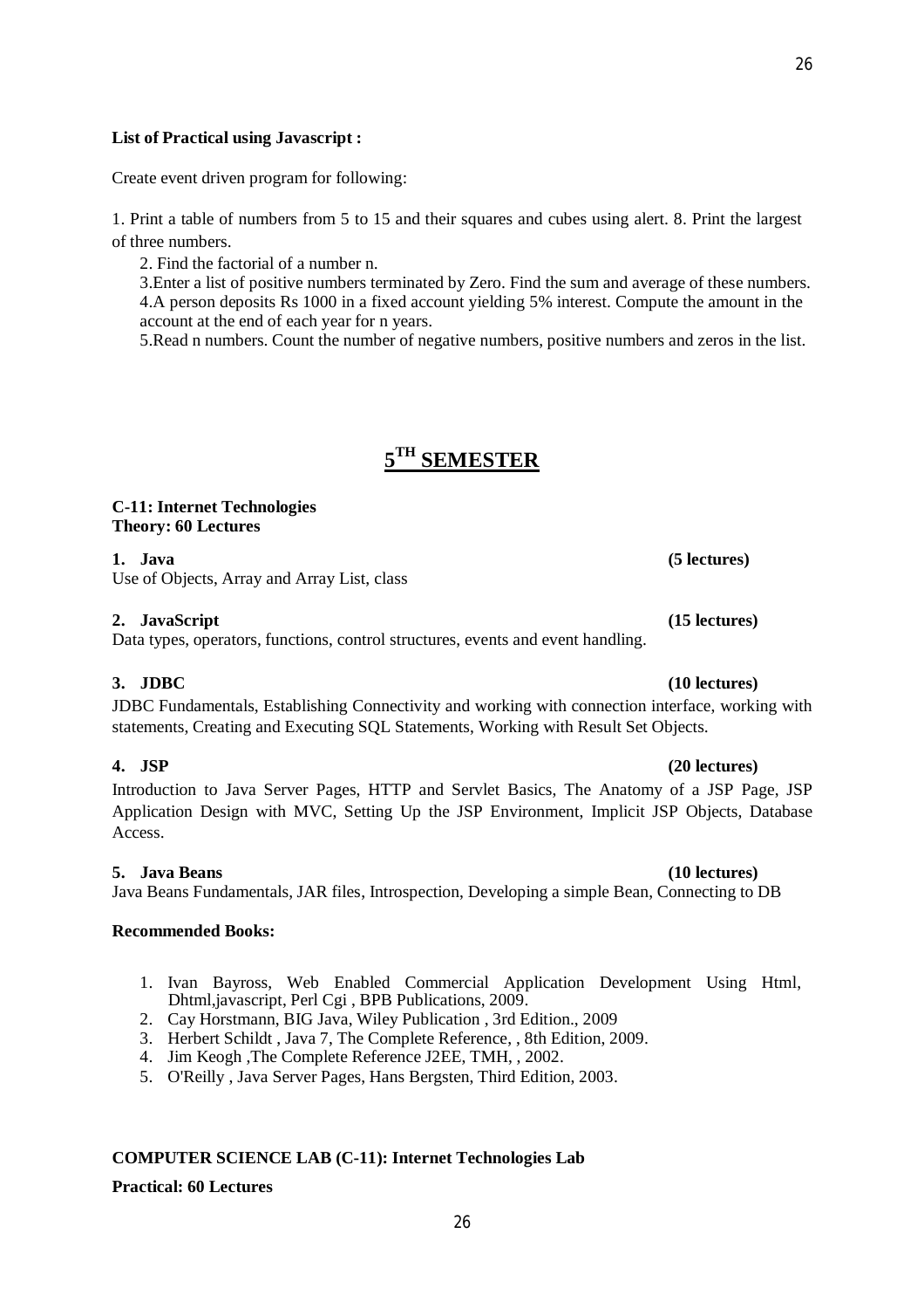**List of Practical using Javascript :**

Create event driven program for following:

1. Print a table of numbers from 5 to 15 and their squares and cubes using alert. 8. Print the largest of three numbers.

2. Find the factorial of a number n.

3.Enter a list of positive numbers terminated by Zero. Find the sum and average of these numbers.

4.A person deposits Rs 1000 in a fixed account yielding 5% interest. Compute the amount in the account at the end of each year for n years.

5.Read n numbers. Count the number of negative numbers, positive numbers and zeros in the list.

# 5[TH] SEMESTER

**C-11: Internet Technologies**
**Theory: 60 Lectures**

**1. Java (5 lectures)**

Use of Objects, Array and Array List, class

**2. JavaScript (15 lectures)**

Data types, operators, functions, control structures, events and event handling.

**3. JDBC (10 lectures)**

JDBC Fundamentals, Establishing Connectivity and working with connection interface, working with statements, Creating and Executing SQL Statements, Working with Result Set Objects.

**4. JSP (20 lectures)**

Introduction to Java Server Pages, HTTP and Servlet Basics, The Anatomy of a JSP Page, JSP Application Design with MVC, Setting Up the JSP Environment, Implicit JSP Objects, Database Access.

**5. Java Beans (10 lectures)**

Java Beans Fundamentals, JAR files, Introspection, Developing a simple Bean, Connecting to DB

**Recommended Books:**

1. Ivan Bayross, Web Enabled Commercial Application Development Using Html, Dhtml,javascript, Perl Cgi , BPB Publications, 2009.
2. Cay Horstmann, BIG Java, Wiley Publication , 3rd Edition., 2009
3. Herbert Schildt , Java 7, The Complete Reference, , 8th Edition, 2009.
4. Jim Keogh ,The Complete Reference J2EE, TMH, , 2002.
5. O'Reilly , Java Server Pages, Hans Bergsten, Third Edition, 2003.

**COMPUTER SCIENCE LAB (C-11): Internet Technologies Lab**

**Practical: 60 Lectures**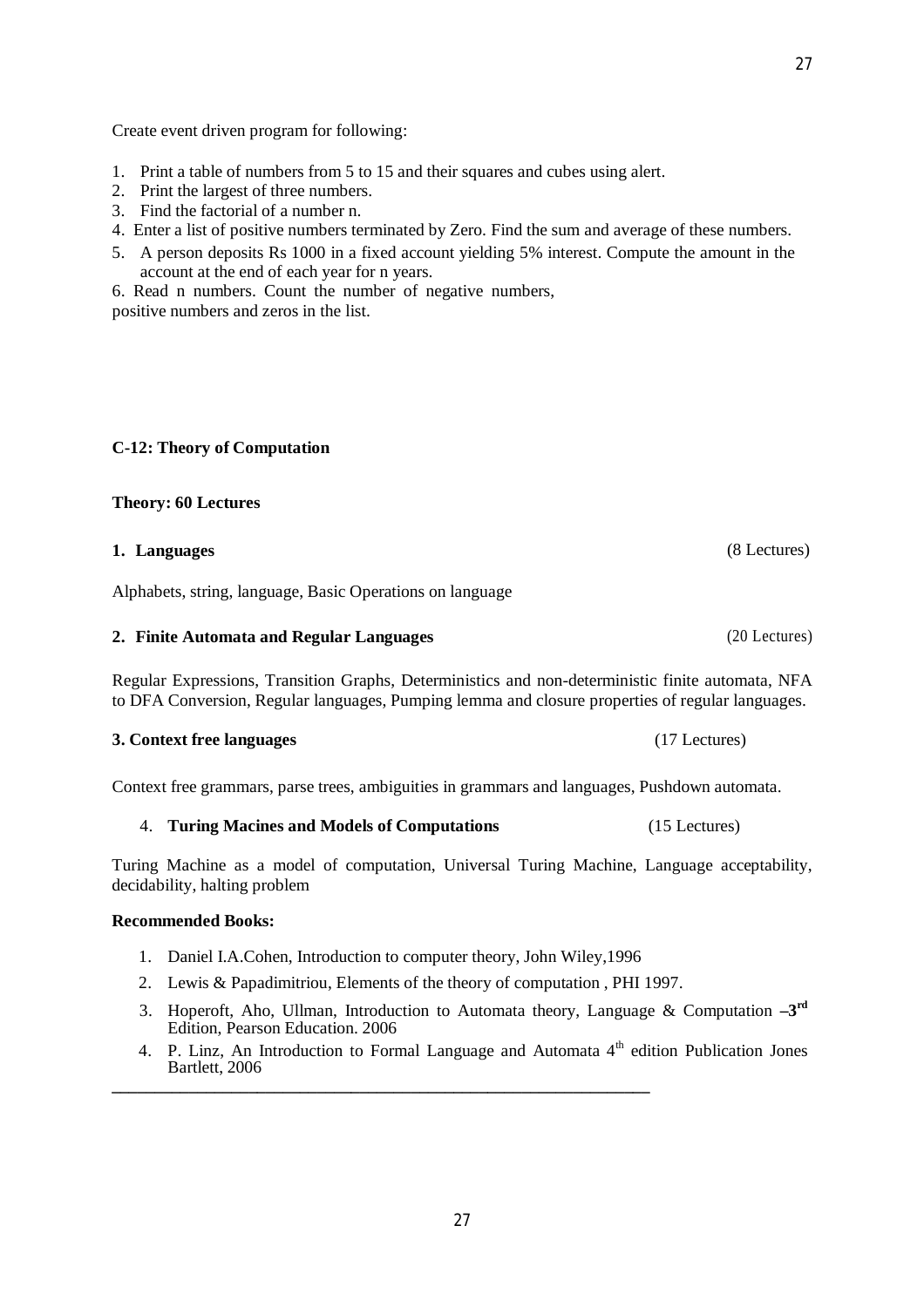Create event driven program for following:

1. Print a table of numbers from 5 to 15 and their squares and cubes using alert.
2. Print the largest of three numbers.
3. Find the factorial of a number n.
4. Enter a list of positive numbers terminated by Zero. Find the sum and average of these numbers.
5. A person deposits Rs 1000 in a fixed account yielding 5% interest. Compute the amount in the account at the end of each year for n years.
6. Read n numbers. Count the number of negative numbers, positive numbers and zeros in the list.

## C-12: Theory of Computation

**Theory: 60 Lectures**

### 1. Languages (8 Lectures)

Alphabets, string, language, Basic Operations on language

### 2. Finite Automata and Regular Languages (20 Lectures)

Regular Expressions, Transition Graphs, Deterministics and non-deterministic finite automata, NFA to DFA Conversion, Regular languages, Pumping lemma and closure properties of regular languages.

### 3. Context free languages (17 Lectures)

Context free grammars, parse trees, ambiguities in grammars and languages, Pushdown automata.

### 4. Turing Macines and Models of Computations (15 Lectures)

Turing Machine as a model of computation, Universal Turing Machine, Language acceptability, decidability, halting problem

**Recommended Books:**

1. Daniel I.A.Cohen, Introduction to computer theory, John Wiley,1996
2. Lewis & Papadimitriou, Elements of the theory of computation , PHI 1997.
3. Hoperoft, Aho, Ullman, Introduction to Automata theory, Language & Computation **–3rd** Edition, Pearson Education. 2006
4. P. Linz, An Introduction to Formal Language and Automata 4th edition Publication Jones Bartlett, 2006

---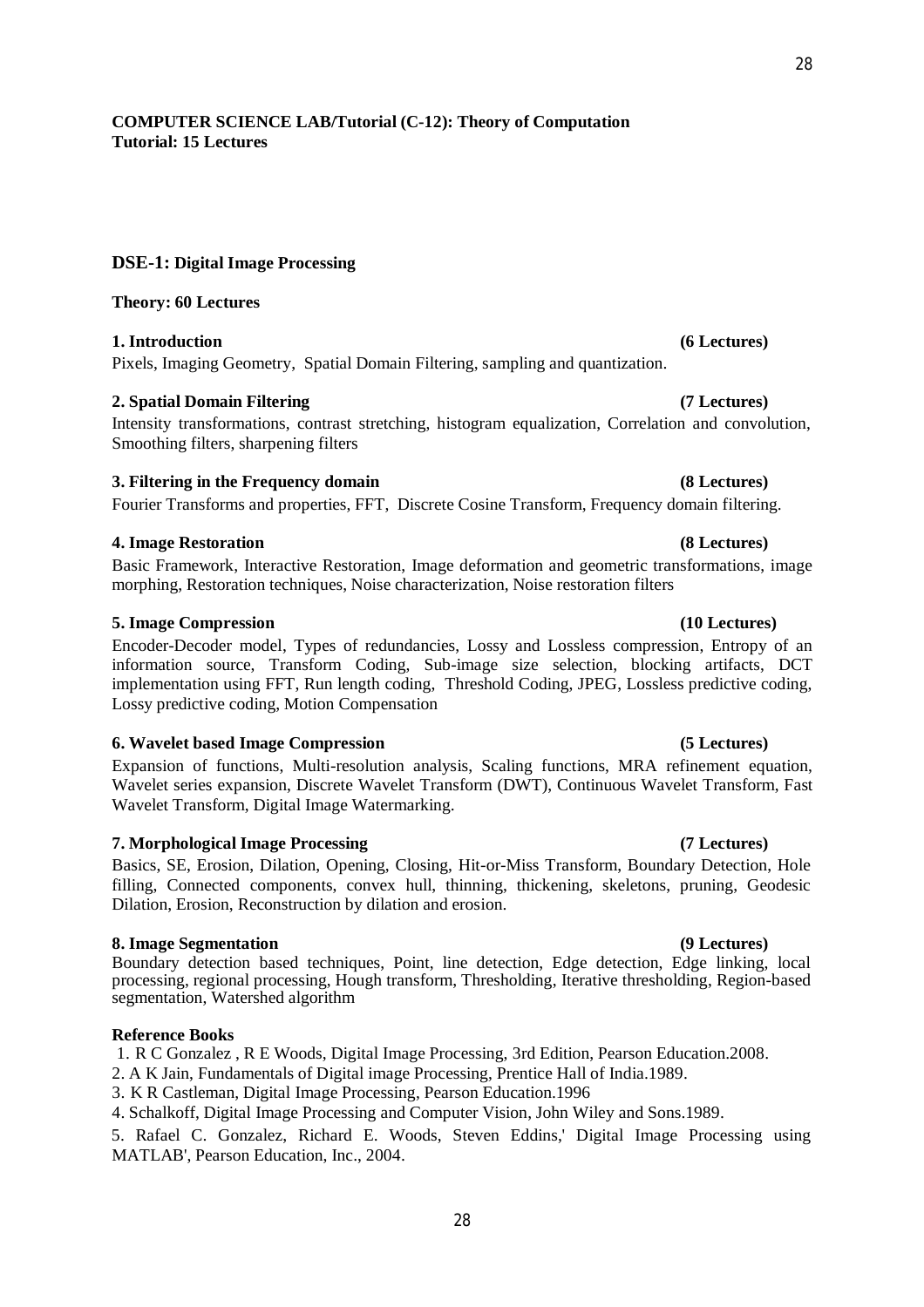**COMPUTER SCIENCE LAB/Tutorial (C-12): Theory of Computation**
**Tutorial: 15 Lectures**

## DSE-1: Digital Image Processing

**Theory: 60 Lectures**

**1. Introduction (6 Lectures)**
Pixels, Imaging Geometry, Spatial Domain Filtering, sampling and quantization.

**2. Spatial Domain Filtering (7 Lectures)**
Intensity transformations, contrast stretching, histogram equalization, Correlation and convolution, Smoothing filters, sharpening filters

**3. Filtering in the Frequency domain (8 Lectures)**
Fourier Transforms and properties, FFT, Discrete Cosine Transform, Frequency domain filtering.

**4. Image Restoration (8 Lectures)**
Basic Framework, Interactive Restoration, Image deformation and geometric transformations, image morphing, Restoration techniques, Noise characterization, Noise restoration filters

**5. Image Compression (10 Lectures)**
Encoder-Decoder model, Types of redundancies, Lossy and Lossless compression, Entropy of an information source, Transform Coding, Sub-image size selection, blocking artifacts, DCT implementation using FFT, Run length coding, Threshold Coding, JPEG, Lossless predictive coding, Lossy predictive coding, Motion Compensation

**6. Wavelet based Image Compression (5 Lectures)**
Expansion of functions, Multi-resolution analysis, Scaling functions, MRA refinement equation, Wavelet series expansion, Discrete Wavelet Transform (DWT), Continuous Wavelet Transform, Fast Wavelet Transform, Digital Image Watermarking.

**7. Morphological Image Processing (7 Lectures)**
Basics, SE, Erosion, Dilation, Opening, Closing, Hit-or-Miss Transform, Boundary Detection, Hole filling, Connected components, convex hull, thinning, thickening, skeletons, pruning, Geodesic Dilation, Erosion, Reconstruction by dilation and erosion.

**8. Image Segmentation (9 Lectures)**
Boundary detection based techniques, Point, line detection, Edge detection, Edge linking, local processing, regional processing, Hough transform, Thresholding, Iterative thresholding, Region-based segmentation, Watershed algorithm

**Reference Books**

1. R C Gonzalez , R E Woods, Digital Image Processing, 3rd Edition, Pearson Education.2008.
2. A K Jain, Fundamentals of Digital image Processing, Prentice Hall of India.1989.
3. K R Castleman, Digital Image Processing, Pearson Education.1996
4. Schalkoff, Digital Image Processing and Computer Vision, John Wiley and Sons.1989.
5. Rafael C. Gonzalez, Richard E. Woods, Steven Eddins,' Digital Image Processing using MATLAB', Pearson Education, Inc., 2004.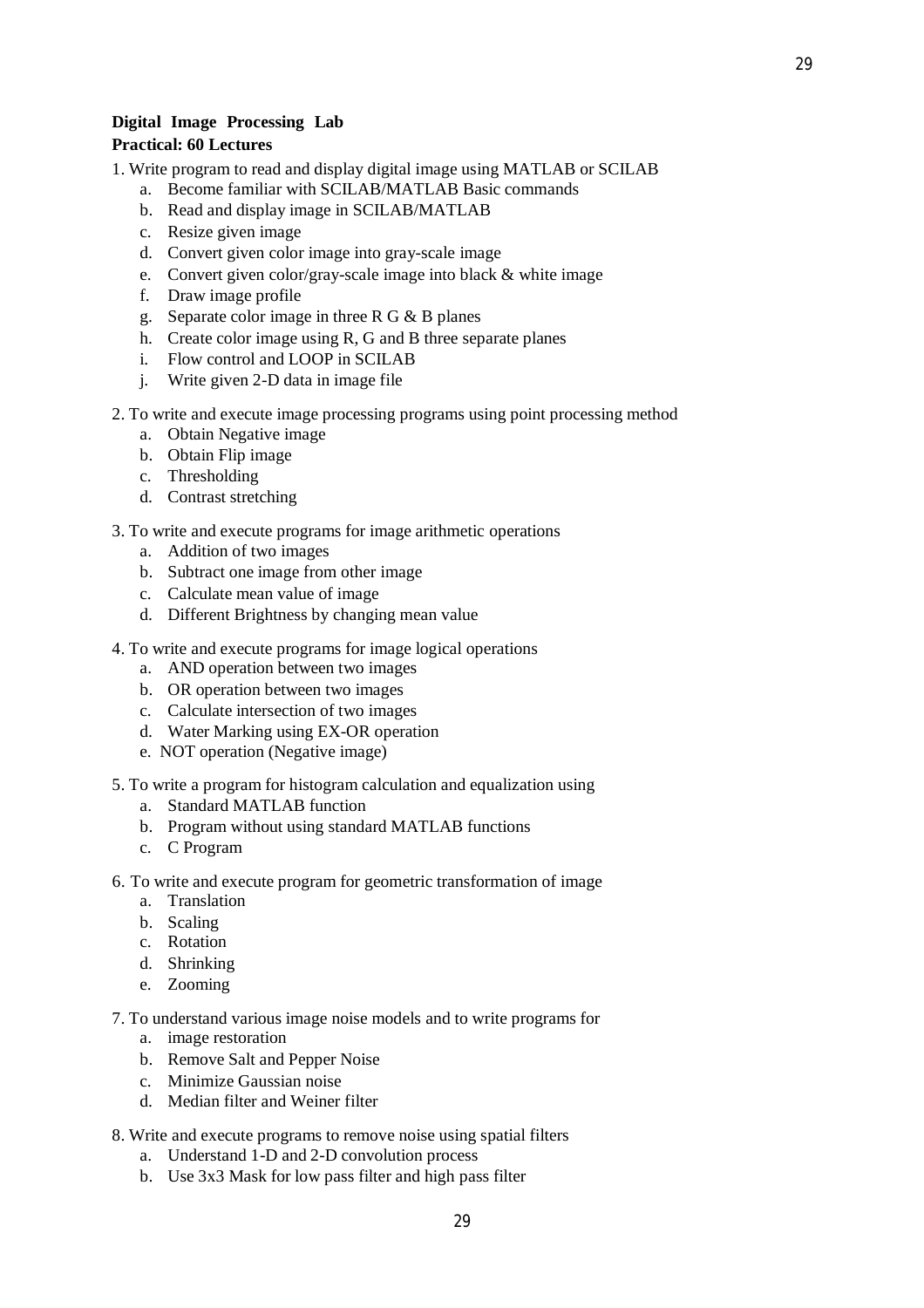**Digital Image Processing Lab**

**Practical: 60 Lectures**

1. Write program to read and display digital image using MATLAB or SCILAB
    a. Become familiar with SCILAB/MATLAB Basic commands
    b. Read and display image in SCILAB/MATLAB
    c. Resize given image
    d. Convert given color image into gray-scale image
    e. Convert given color/gray-scale image into black & white image
    f. Draw image profile
    g. Separate color image in three R G & B planes
    h. Create color image using R, G and B three separate planes
    i. Flow control and LOOP in SCILAB
    j. Write given 2-D data in image file

2. To write and execute image processing programs using point processing method
    a. Obtain Negative image
    b. Obtain Flip image
    c. Thresholding
    d. Contrast stretching

3. To write and execute programs for image arithmetic operations
    a. Addition of two images
    b. Subtract one image from other image
    c. Calculate mean value of image
    d. Different Brightness by changing mean value

4. To write and execute programs for image logical operations
    a. AND operation between two images
    b. OR operation between two images
    c. Calculate intersection of two images
    d. Water Marking using EX-OR operation
    e. NOT operation (Negative image)

5. To write a program for histogram calculation and equalization using
    a. Standard MATLAB function
    b. Program without using standard MATLAB functions
    c. C Program

6. To write and execute program for geometric transformation of image
    a. Translation
    b. Scaling
    c. Rotation
    d. Shrinking
    e. Zooming

7. To understand various image noise models and to write programs for
    a. image restoration
    b. Remove Salt and Pepper Noise
    c. Minimize Gaussian noise
    d. Median filter and Weiner filter

8. Write and execute programs to remove noise using spatial filters
    a. Understand 1-D and 2-D convolution process
    b. Use 3x3 Mask for low pass filter and high pass filter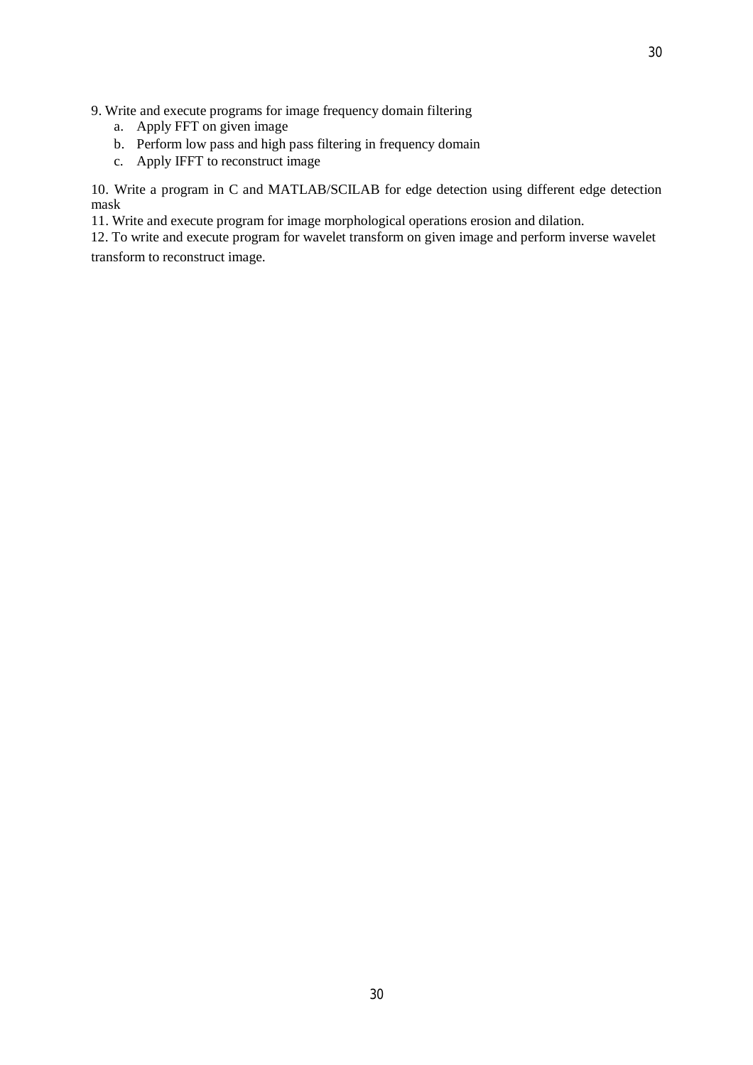9. Write and execute programs for image frequency domain filtering
   a. Apply FFT on given image
   b. Perform low pass and high pass filtering in frequency domain
   c. Apply IFFT to reconstruct image

10. Write a program in C and MATLAB/SCILAB for edge detection using different edge detection mask

11. Write and execute program for image morphological operations erosion and dilation.

12. To write and execute program for wavelet transform on given image and perform inverse wavelet transform to reconstruct image.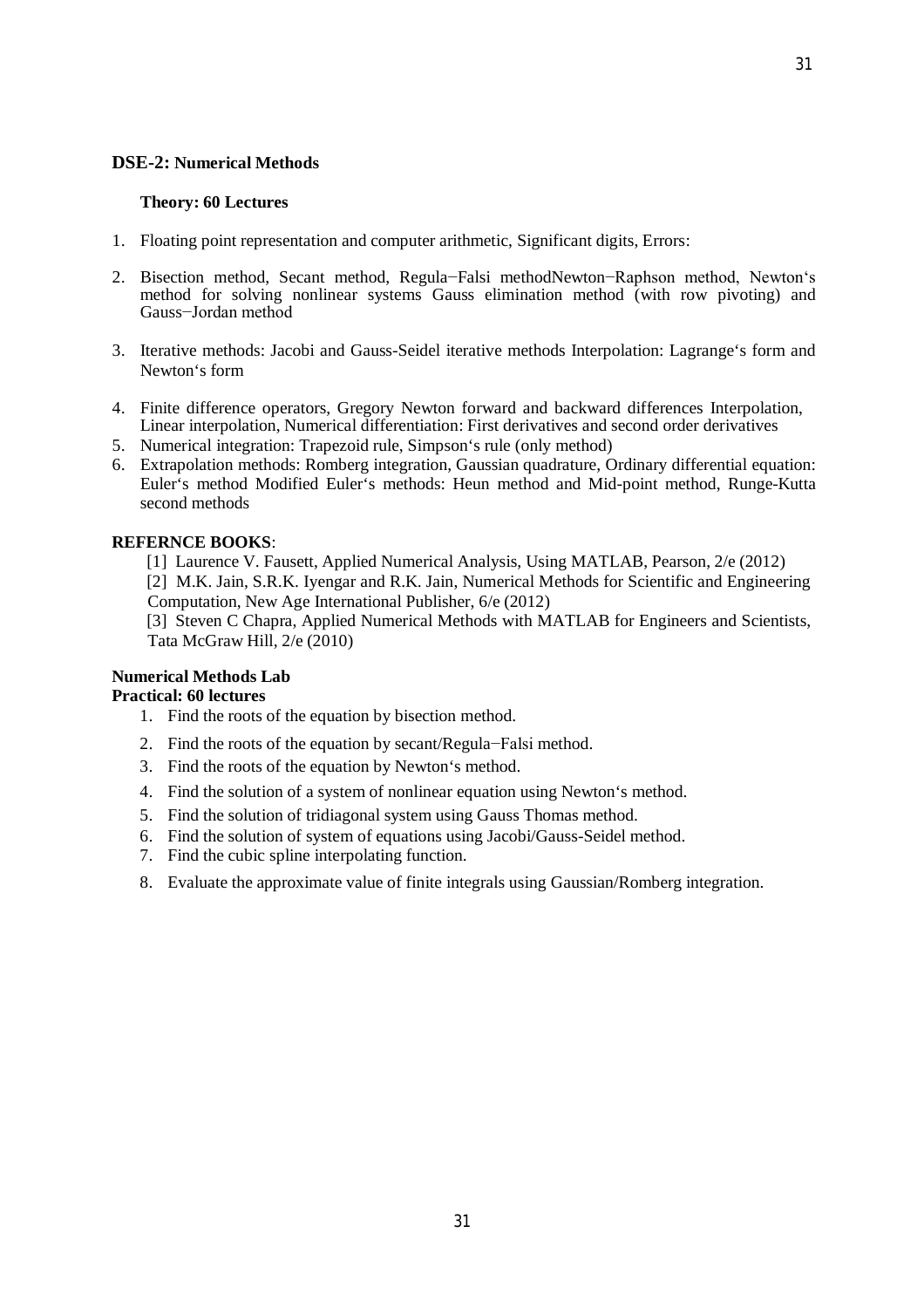## DSE-2: Numerical Methods

**Theory: 60 Lectures**

1. Floating point representation and computer arithmetic, Significant digits, Errors:
2. Bisection method, Secant method, Regula−Falsi methodNewton−Raphson method, Newton's method for solving nonlinear systems Gauss elimination method (with row pivoting) and Gauss−Jordan method
3. Iterative methods: Jacobi and Gauss-Seidel iterative methods Interpolation: Lagrange's form and Newton's form
4. Finite difference operators, Gregory Newton forward and backward differences Interpolation, Linear interpolation, Numerical differentiation: First derivatives and second order derivatives
5. Numerical integration: Trapezoid rule, Simpson's rule (only method)
6. Extrapolation methods: Romberg integration, Gaussian quadrature, Ordinary differential equation: Euler's method Modified Euler's methods: Heun method and Mid-point method, Runge-Kutta second methods

**REFERNCE BOOKS**:

[1] Laurence V. Fausett, Applied Numerical Analysis, Using MATLAB, Pearson, 2/e (2012)

[2] M.K. Jain, S.R.K. Iyengar and R.K. Jain, Numerical Methods for Scientific and Engineering Computation, New Age International Publisher, 6/e (2012)

[3] Steven C Chapra, Applied Numerical Methods with MATLAB for Engineers and Scientists, Tata McGraw Hill, 2/e (2010)

**Numerical Methods Lab**

**Practical: 60 lectures**

1. Find the roots of the equation by bisection method.
2. Find the roots of the equation by secant/Regula−Falsi method.
3. Find the roots of the equation by Newton's method.
4. Find the solution of a system of nonlinear equation using Newton's method.
5. Find the solution of tridiagonal system using Gauss Thomas method.
6. Find the solution of system of equations using Jacobi/Gauss-Seidel method.
7. Find the cubic spline interpolating function.
8. Evaluate the approximate value of finite integrals using Gaussian/Romberg integration.